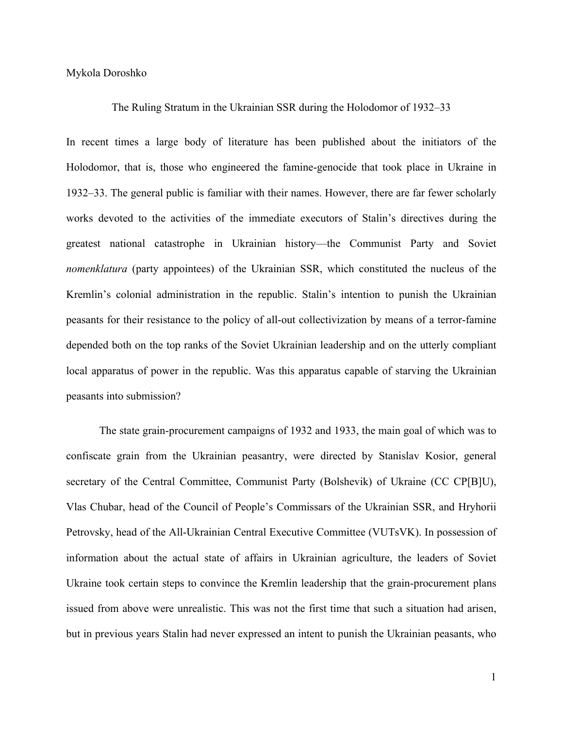Mykola Doroshko

# The Ruling Stratum in the Ukrainian SSR during the Holodomor of 1932–33

In recent times a large body of literature has been published about the initiators of the Holodomor, that is, those who engineered the famine-genocide that took place in Ukraine in 1932–33. The general public is familiar with their names. However, there are far fewer scholarly works devoted to the activities of the immediate executors of Stalin's directives during the greatest national catastrophe in Ukrainian history—the Communist Party and Soviet *nomenklatura* (party appointees) of the Ukrainian SSR, which constituted the nucleus of the Kremlin's colonial administration in the republic. Stalin's intention to punish the Ukrainian peasants for their resistance to the policy of all-out collectivization by means of a terror-famine depended both on the top ranks of the Soviet Ukrainian leadership and on the utterly compliant local apparatus of power in the republic. Was this apparatus capable of starving the Ukrainian peasants into submission?

The state grain-procurement campaigns of 1932 and 1933, the main goal of which was to confiscate grain from the Ukrainian peasantry, were directed by Stanislav Kosior, general secretary of the Central Committee, Communist Party (Bolshevik) of Ukraine (CC CP[B]U), Vlas Chubar, head of the Council of People's Commissars of the Ukrainian SSR, and Hryhorii Petrovsky, head of the All-Ukrainian Central Executive Committee (VUTsVK). In possession of information about the actual state of affairs in Ukrainian agriculture, the leaders of Soviet Ukraine took certain steps to convince the Kremlin leadership that the grain-procurement plans issued from above were unrealistic. This was not the first time that such a situation had arisen, but in previous years Stalin had never expressed an intent to punish the Ukrainian peasants, who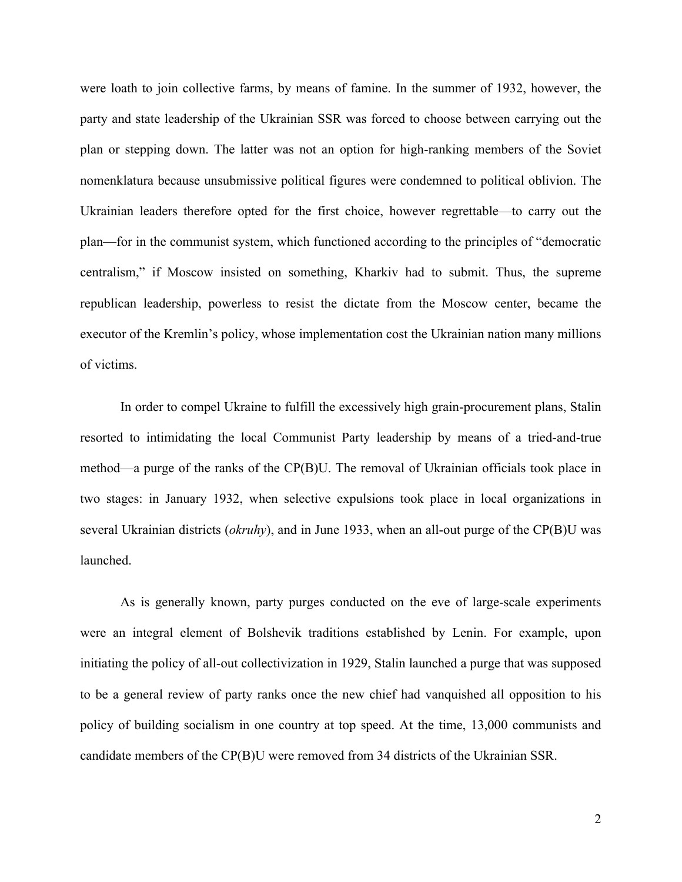were loath to join collective farms, by means of famine. In the summer of 1932, however, the party and state leadership of the Ukrainian SSR was forced to choose between carrying out the plan or stepping down. The latter was not an option for high-ranking members of the Soviet nomenklatura because unsubmissive political figures were condemned to political oblivion. The Ukrainian leaders therefore opted for the first choice, however regrettable—to carry out the plan—for in the communist system, which functioned according to the principles of "democratic centralism," if Moscow insisted on something, Kharkiv had to submit. Thus, the supreme republican leadership, powerless to resist the dictate from the Moscow center, became the executor of the Kremlin's policy, whose implementation cost the Ukrainian nation many millions of victims.

In order to compel Ukraine to fulfill the excessively high grain-procurement plans, Stalin resorted to intimidating the local Communist Party leadership by means of a tried-and-true method—a purge of the ranks of the CP(B)U. The removal of Ukrainian officials took place in two stages: in January 1932, when selective expulsions took place in local organizations in several Ukrainian districts (*okruhy*), and in June 1933, when an all-out purge of the CP(B)U was launched.

As is generally known, party purges conducted on the eve of large-scale experiments were an integral element of Bolshevik traditions established by Lenin. For example, upon initiating the policy of all-out collectivization in 1929, Stalin launched a purge that was supposed to be a general review of party ranks once the new chief had vanquished all opposition to his policy of building socialism in one country at top speed. At the time, 13,000 communists and candidate members of the CP(B)U were removed from 34 districts of the Ukrainian SSR.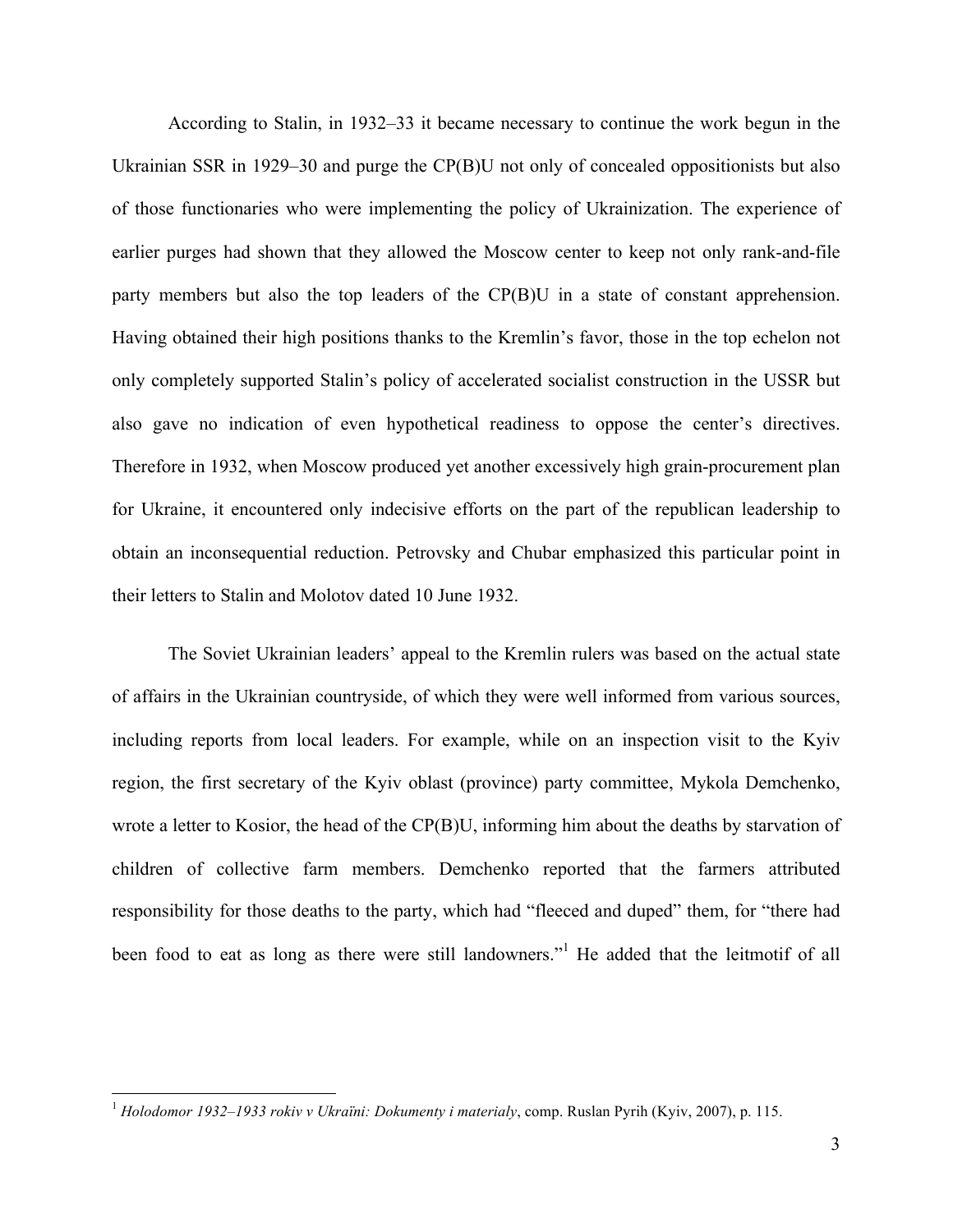According to Stalin, in 1932–33 it became necessary to continue the work begun in the Ukrainian SSR in 1929–30 and purge the CP(B)U not only of concealed oppositionists but also of those functionaries who were implementing the policy of Ukrainization. The experience of earlier purges had shown that they allowed the Moscow center to keep not only rank-and-file party members but also the top leaders of the CP(B)U in a state of constant apprehension. Having obtained their high positions thanks to the Kremlin's favor, those in the top echelon not only completely supported Stalin's policy of accelerated socialist construction in the USSR but also gave no indication of even hypothetical readiness to oppose the center's directives. Therefore in 1932, when Moscow produced yet another excessively high grain-procurement plan for Ukraine, it encountered only indecisive efforts on the part of the republican leadership to obtain an inconsequential reduction. Petrovsky and Chubar emphasized this particular point in their letters to Stalin and Molotov dated 10 June 1932.

The Soviet Ukrainian leaders' appeal to the Kremlin rulers was based on the actual state of affairs in the Ukrainian countryside, of which they were well informed from various sources, including reports from local leaders. For example, while on an inspection visit to the Kyiv region, the first secretary of the Kyiv oblast (province) party committee, Mykola Demchenko, wrote a letter to Kosior, the head of the CP(B)U, informing him about the deaths by starvation of children of collective farm members. Demchenko reported that the farmers attributed responsibility for those deaths to the party, which had "fleeced and duped" them, for "there had been food to eat as long as there were still landowners."[1] He added that the leitmotif of all

---

[1] *Holodomor 1932–1933 rokiv v Ukraïni: Dokumenty i materialy*, comp. Ruslan Pyrih (Kyiv, 2007), p. 115.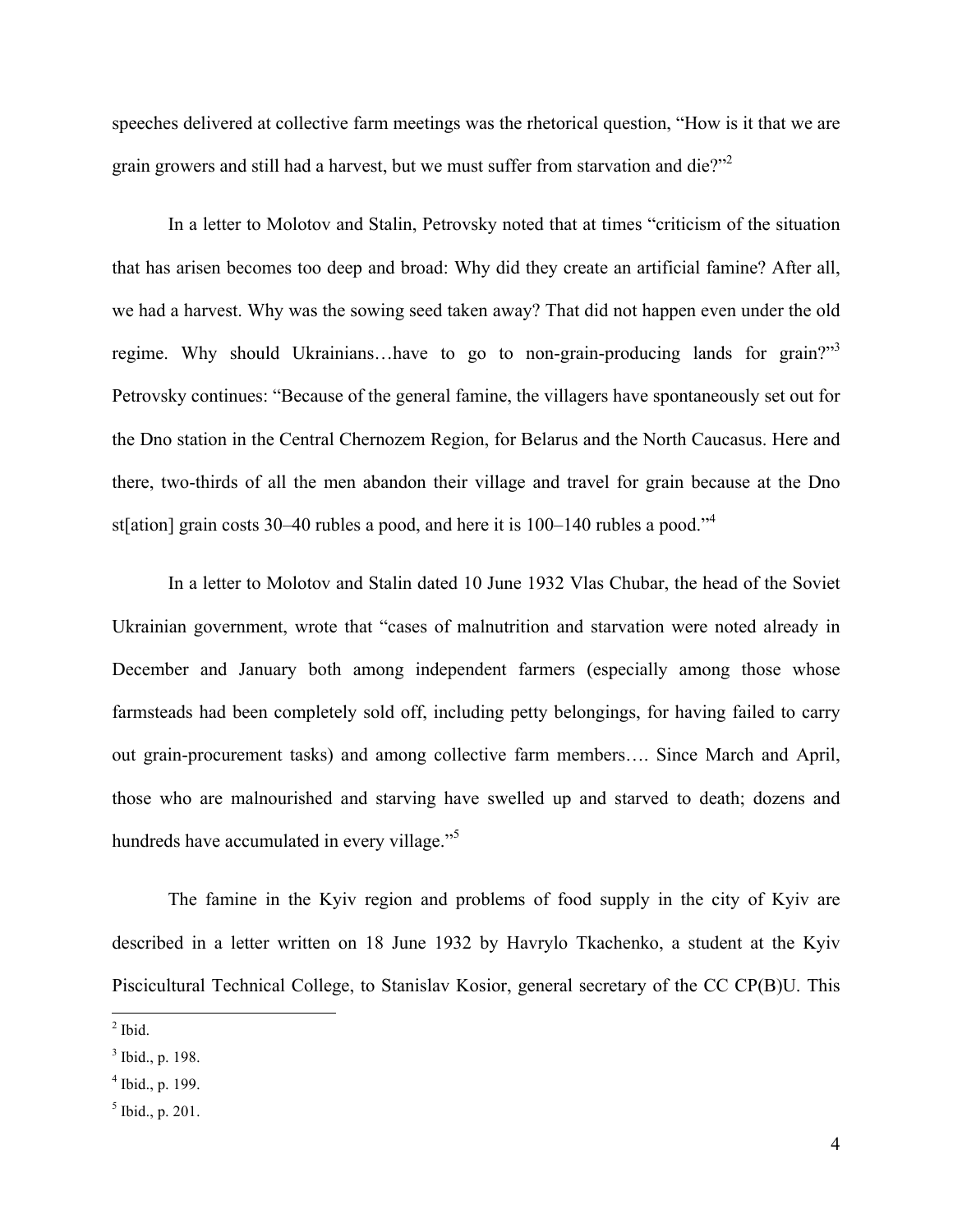speeches delivered at collective farm meetings was the rhetorical question, "How is it that we are grain growers and still had a harvest, but we must suffer from starvation and die?"[2]

In a letter to Molotov and Stalin, Petrovsky noted that at times "criticism of the situation that has arisen becomes too deep and broad: Why did they create an artificial famine? After all, we had a harvest. Why was the sowing seed taken away? That did not happen even under the old regime. Why should Ukrainians…have to go to non-grain-producing lands for grain?"[3] Petrovsky continues: "Because of the general famine, the villagers have spontaneously set out for the Dno station in the Central Chernozem Region, for Belarus and the North Caucasus. Here and there, two-thirds of all the men abandon their village and travel for grain because at the Dno st[ation] grain costs 30–40 rubles a pood, and here it is 100–140 rubles a pood."[4]

In a letter to Molotov and Stalin dated 10 June 1932 Vlas Chubar, the head of the Soviet Ukrainian government, wrote that "cases of malnutrition and starvation were noted already in December and January both among independent farmers (especially among those whose farmsteads had been completely sold off, including petty belongings, for having failed to carry out grain-procurement tasks) and among collective farm members…. Since March and April, those who are malnourished and starving have swelled up and starved to death; dozens and hundreds have accumulated in every village."[5]

The famine in the Kyiv region and problems of food supply in the city of Kyiv are described in a letter written on 18 June 1932 by Havrylo Tkachenko, a student at the Kyiv Piscicultural Technical College, to Stanislav Kosior, general secretary of the CC CP(B)U. This

---

[2] Ibid.

[3] Ibid., p. 198.

[4] Ibid., p. 199.

[5] Ibid., p. 201.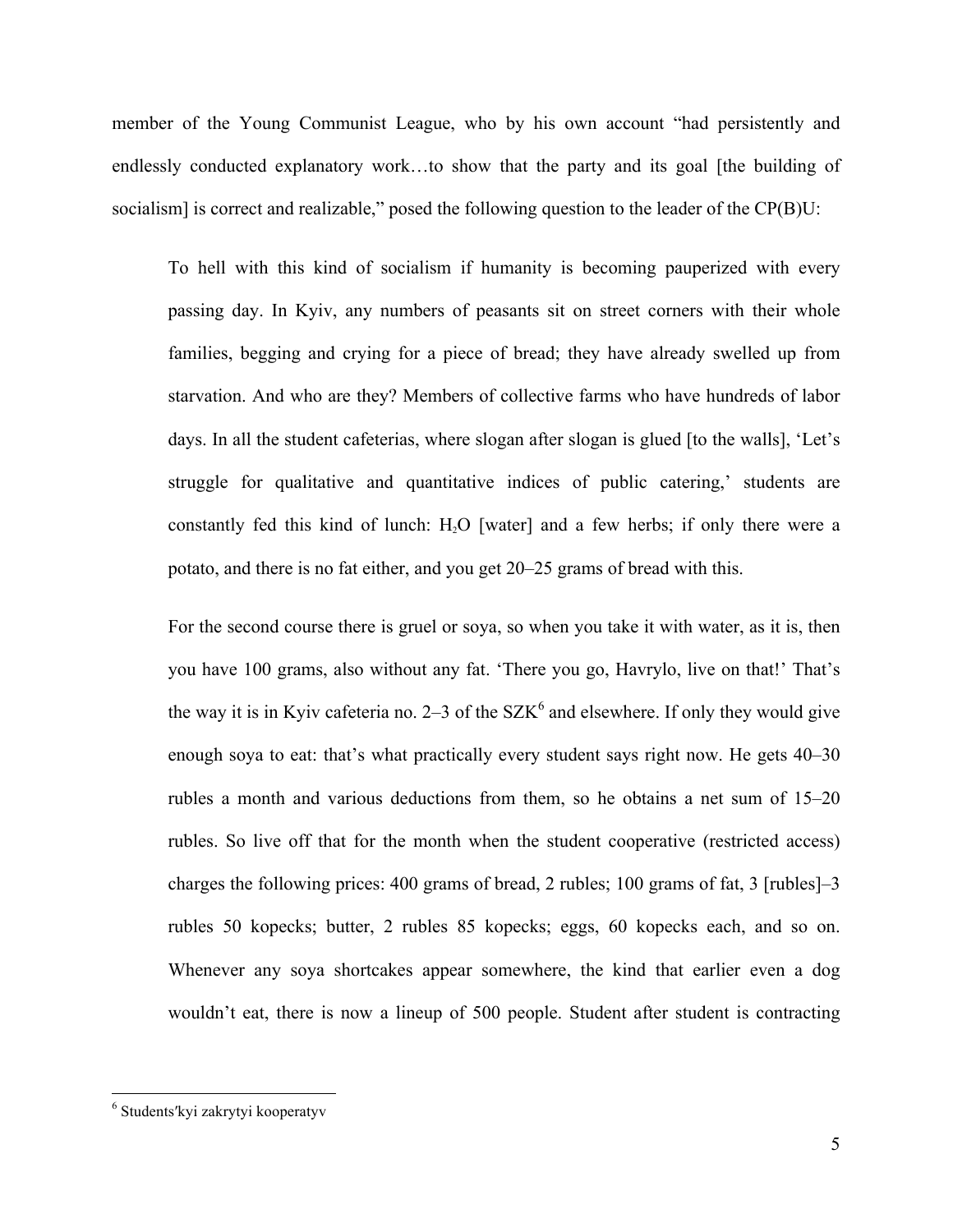member of the Young Communist League, who by his own account "had persistently and endlessly conducted explanatory work…to show that the party and its goal [the building of socialism] is correct and realizable," posed the following question to the leader of the CP(B)U:

> To hell with this kind of socialism if humanity is becoming pauperized with every passing day. In Kyiv, any numbers of peasants sit on street corners with their whole families, begging and crying for a piece of bread; they have already swelled up from starvation. And who are they? Members of collective farms who have hundreds of labor days. In all the student cafeterias, where slogan after slogan is glued [to the walls], 'Let's struggle for qualitative and quantitative indices of public catering,' students are constantly fed this kind of lunch: $H_2O$ [water] and a few herbs; if only there were a potato, and there is no fat either, and you get 20–25 grams of bread with this.
>
> For the second course there is gruel or soya, so when you take it with water, as it is, then you have 100 grams, also without any fat. 'There you go, Havrylo, live on that!' That's the way it is in Kyiv cafeteria no. 2–3 of the SZK[6] and elsewhere. If only they would give enough soya to eat: that's what practically every student says right now. He gets 40–30 rubles a month and various deductions from them, so he obtains a net sum of 15–20 rubles. So live off that for the month when the student cooperative (restricted access) charges the following prices: 400 grams of bread, 2 rubles; 100 grams of fat, 3 [rubles]–3 rubles 50 kopecks; butter, 2 rubles 85 kopecks; eggs, 60 kopecks each, and so on. Whenever any soya shortcakes appear somewhere, the kind that earlier even a dog wouldn't eat, there is now a lineup of 500 people. Student after student is contracting

---

[6] Students′kyi zakrytyi kooperatyv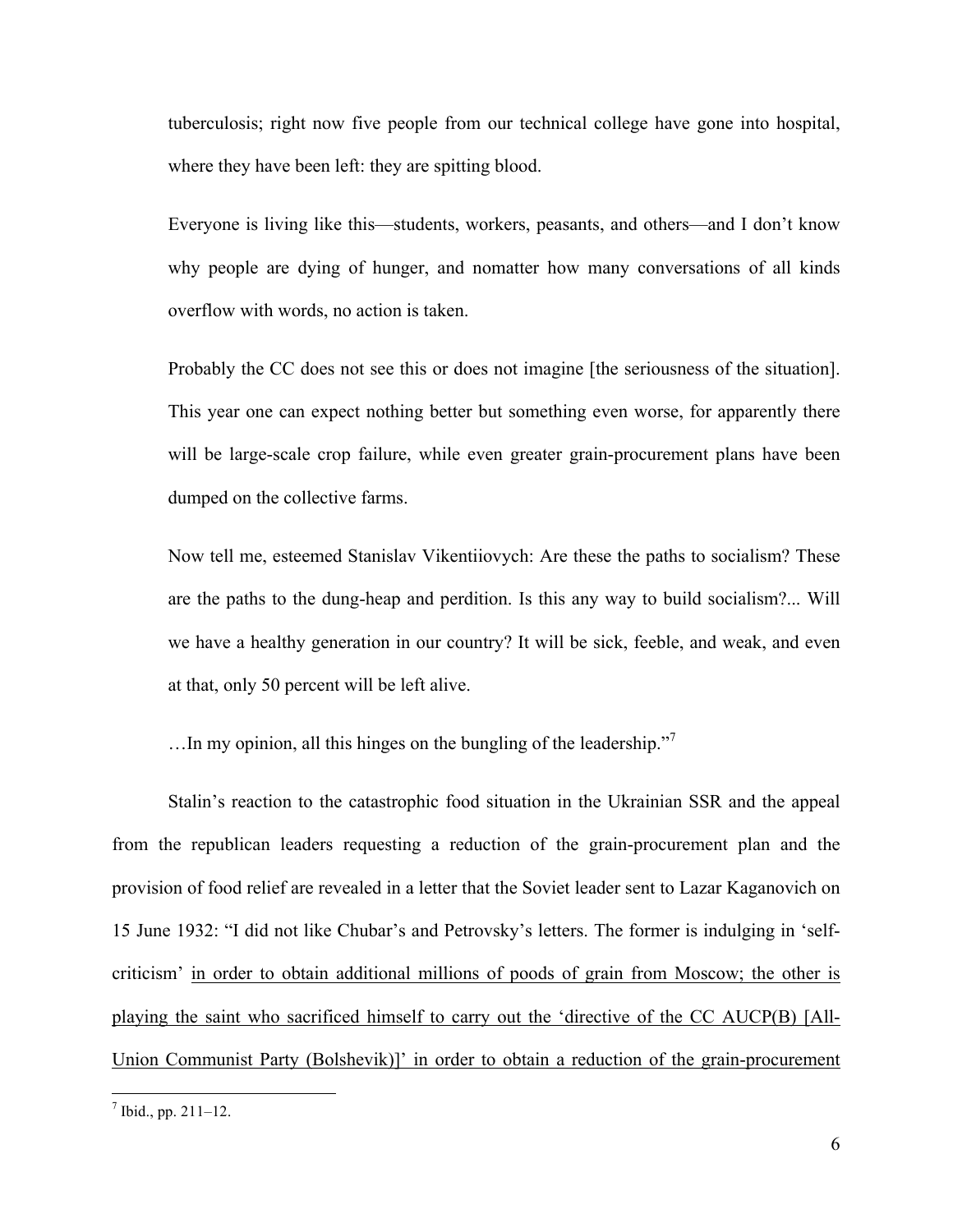> tuberculosis; right now five people from our technical college have gone into hospital, where they have been left: they are spitting blood.
>
> Everyone is living like this—students, workers, peasants, and others—and I don't know why people are dying of hunger, and nomatter how many conversations of all kinds overflow with words, no action is taken.
>
> Probably the CC does not see this or does not imagine [the seriousness of the situation]. This year one can expect nothing better but something even worse, for apparently there will be large-scale crop failure, while even greater grain-procurement plans have been dumped on the collective farms.
>
> Now tell me, esteemed Stanislav Vikentiiovych: Are these the paths to socialism? These are the paths to the dung-heap and perdition. Is this any way to build socialism?... Will we have a healthy generation in our country? It will be sick, feeble, and weak, and even at that, only 50 percent will be left alive.
>
> …In my opinion, all this hinges on the bungling of the leadership."[7]

Stalin's reaction to the catastrophic food situation in the Ukrainian SSR and the appeal from the republican leaders requesting a reduction of the grain-procurement plan and the provision of food relief are revealed in a letter that the Soviet leader sent to Lazar Kaganovich on 15 June 1932: "I did not like Chubar's and Petrovsky's letters. The former is indulging in 'self-criticism' <u>in order to obtain additional millions of poods of grain from Moscow; the other is playing the saint who sacrificed himself to carry out the 'directive of the CC AUCP(B) [All-Union Communist Party (Bolshevik)]' in order to obtain a reduction of the grain-procurement</u>

---

[7] Ibid., pp. 211–12.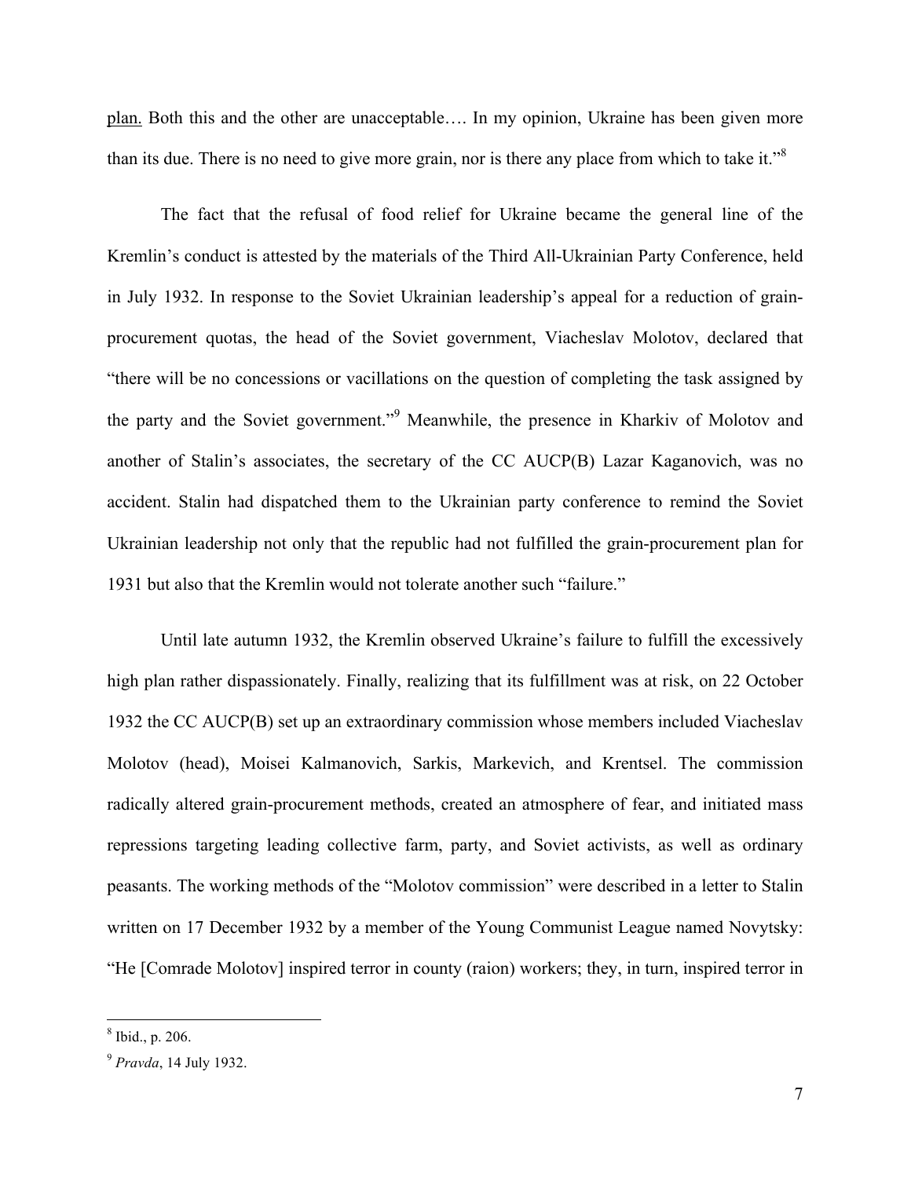plan. Both this and the other are unacceptable…. In my opinion, Ukraine has been given more than its due. There is no need to give more grain, nor is there any place from which to take it."[8]

The fact that the refusal of food relief for Ukraine became the general line of the Kremlin's conduct is attested by the materials of the Third All-Ukrainian Party Conference, held in July 1932. In response to the Soviet Ukrainian leadership's appeal for a reduction of grain-procurement quotas, the head of the Soviet government, Viacheslav Molotov, declared that "there will be no concessions or vacillations on the question of completing the task assigned by the party and the Soviet government."[9] Meanwhile, the presence in Kharkiv of Molotov and another of Stalin's associates, the secretary of the CC AUCP(B) Lazar Kaganovich, was no accident. Stalin had dispatched them to the Ukrainian party conference to remind the Soviet Ukrainian leadership not only that the republic had not fulfilled the grain-procurement plan for 1931 but also that the Kremlin would not tolerate another such "failure."

Until late autumn 1932, the Kremlin observed Ukraine's failure to fulfill the excessively high plan rather dispassionately. Finally, realizing that its fulfillment was at risk, on 22 October 1932 the CC AUCP(B) set up an extraordinary commission whose members included Viacheslav Molotov (head), Moisei Kalmanovich, Sarkis, Markevich, and Krentsel. The commission radically altered grain-procurement methods, created an atmosphere of fear, and initiated mass repressions targeting leading collective farm, party, and Soviet activists, as well as ordinary peasants. The working methods of the "Molotov commission" were described in a letter to Stalin written on 17 December 1932 by a member of the Young Communist League named Novytsky: "He [Comrade Molotov] inspired terror in county (raion) workers; they, in turn, inspired terror in

---

[8] Ibid., p. 206.

[9] *Pravda*, 14 July 1932.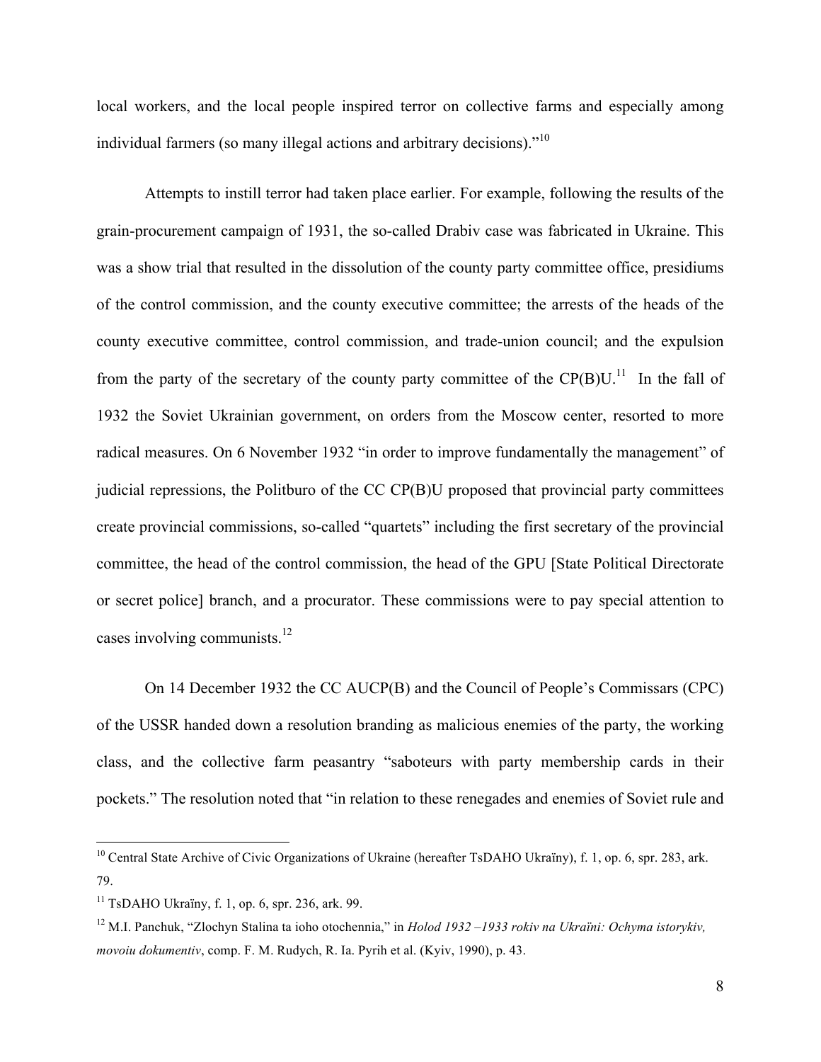local workers, and the local people inspired terror on collective farms and especially among individual farmers (so many illegal actions and arbitrary decisions)."[10]

Attempts to instill terror had taken place earlier. For example, following the results of the grain-procurement campaign of 1931, the so-called Drabiv case was fabricated in Ukraine. This was a show trial that resulted in the dissolution of the county party committee office, presidiums of the control commission, and the county executive committee; the arrests of the heads of the county executive committee, control commission, and trade-union council; and the expulsion from the party of the secretary of the county party committee of the CP(B)U.[11] In the fall of 1932 the Soviet Ukrainian government, on orders from the Moscow center, resorted to more radical measures. On 6 November 1932 "in order to improve fundamentally the management" of judicial repressions, the Politburo of the CC CP(B)U proposed that provincial party committees create provincial commissions, so-called "quartets" including the first secretary of the provincial committee, the head of the control commission, the head of the GPU [State Political Directorate or secret police] branch, and a procurator. These commissions were to pay special attention to cases involving communists.[12]

On 14 December 1932 the CC AUCP(B) and the Council of People's Commissars (CPC) of the USSR handed down a resolution branding as malicious enemies of the party, the working class, and the collective farm peasantry "saboteurs with party membership cards in their pockets." The resolution noted that "in relation to these renegades and enemies of Soviet rule and

---

[10] Central State Archive of Civic Organizations of Ukraine (hereafter TsDAHO Ukraïny), f. 1, op. 6, spr. 283, ark. 79.

[11] TsDAHO Ukraïny, f. 1, op. 6, spr. 236, ark. 99.

[12] M.I. Panchuk, "Zlochyn Stalina ta ioho otochennia," in *Holod 1932 –1933 rokiv na Ukraïni: Ochyma istorykiv, movoiu dokumentiv*, comp. F. M. Rudych, R. Ia. Pyrih et al. (Kyiv, 1990), p. 43.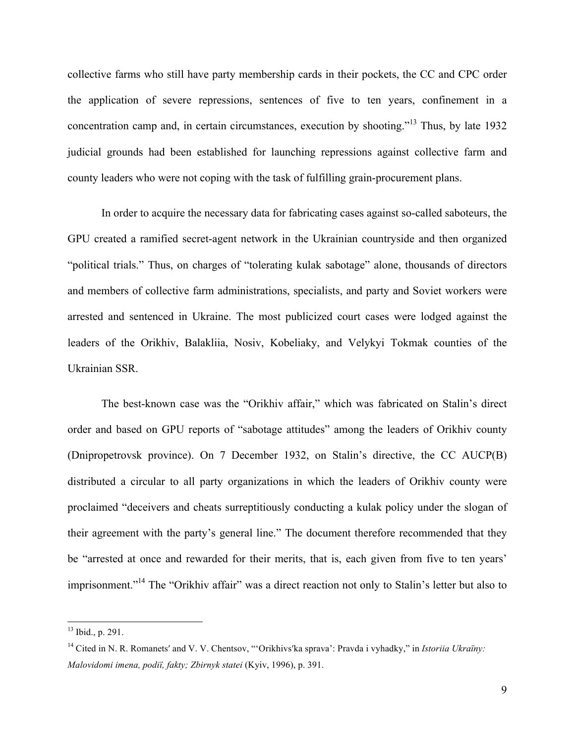collective farms who still have party membership cards in their pockets, the CC and CPC order the application of severe repressions, sentences of five to ten years, confinement in a concentration camp and, in certain circumstances, execution by shooting."[13] Thus, by late 1932 judicial grounds had been established for launching repressions against collective farm and county leaders who were not coping with the task of fulfilling grain-procurement plans.

In order to acquire the necessary data for fabricating cases against so-called saboteurs, the GPU created a ramified secret-agent network in the Ukrainian countryside and then organized "political trials." Thus, on charges of "tolerating kulak sabotage" alone, thousands of directors and members of collective farm administrations, specialists, and party and Soviet workers were arrested and sentenced in Ukraine. The most publicized court cases were lodged against the leaders of the Orikhiv, Balakliia, Nosiv, Kobeliaky, and Velykyi Tokmak counties of the Ukrainian SSR.

The best-known case was the "Orikhiv affair," which was fabricated on Stalin's direct order and based on GPU reports of "sabotage attitudes" among the leaders of Orikhiv county (Dnipropetrovsk province). On 7 December 1932, on Stalin's directive, the CC AUCP(B) distributed a circular to all party organizations in which the leaders of Orikhiv county were proclaimed "deceivers and cheats surreptitiously conducting a kulak policy under the slogan of their agreement with the party's general line." The document therefore recommended that they be "arrested at once and rewarded for their merits, that is, each given from five to ten years' imprisonment."[14] The "Orikhiv affair" was a direct reaction not only to Stalin's letter but also to

---

[13] Ibid., p. 291.

[14] Cited in N. R. Romanets′ and V. V. Chentsov, "'Orikhivs′ka sprava': Pravda i vyhadky," in *Istoriia Ukraïny: Malovidomi imena, podiï, fakty; Zbirnyk statei* (Kyiv, 1996), p. 391.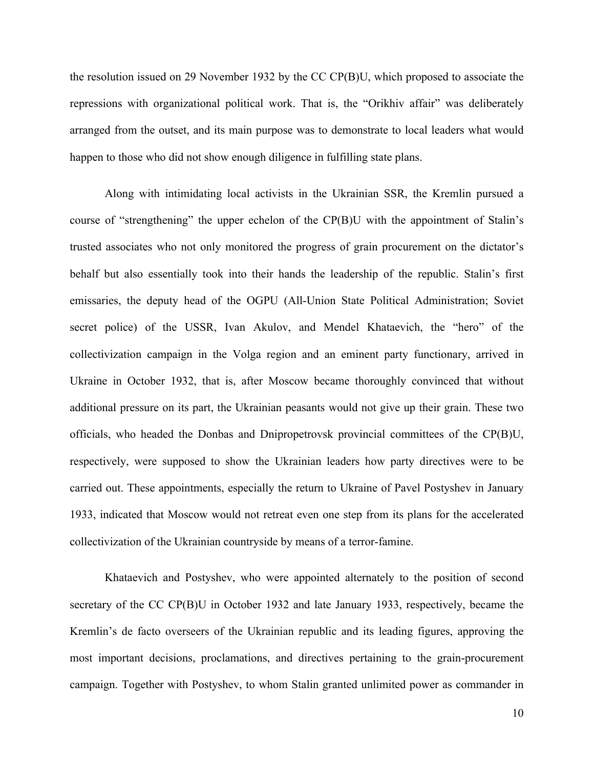the resolution issued on 29 November 1932 by the CC CP(B)U, which proposed to associate the repressions with organizational political work. That is, the "Orikhiv affair" was deliberately arranged from the outset, and its main purpose was to demonstrate to local leaders what would happen to those who did not show enough diligence in fulfilling state plans.

Along with intimidating local activists in the Ukrainian SSR, the Kremlin pursued a course of "strengthening" the upper echelon of the CP(B)U with the appointment of Stalin's trusted associates who not only monitored the progress of grain procurement on the dictator's behalf but also essentially took into their hands the leadership of the republic. Stalin's first emissaries, the deputy head of the OGPU (All-Union State Political Administration; Soviet secret police) of the USSR, Ivan Akulov, and Mendel Khataevich, the "hero" of the collectivization campaign in the Volga region and an eminent party functionary, arrived in Ukraine in October 1932, that is, after Moscow became thoroughly convinced that without additional pressure on its part, the Ukrainian peasants would not give up their grain. These two officials, who headed the Donbas and Dnipropetrovsk provincial committees of the CP(B)U, respectively, were supposed to show the Ukrainian leaders how party directives were to be carried out. These appointments, especially the return to Ukraine of Pavel Postyshev in January 1933, indicated that Moscow would not retreat even one step from its plans for the accelerated collectivization of the Ukrainian countryside by means of a terror-famine.

Khataevich and Postyshev, who were appointed alternately to the position of second secretary of the CC CP(B)U in October 1932 and late January 1933, respectively, became the Kremlin's de facto overseers of the Ukrainian republic and its leading figures, approving the most important decisions, proclamations, and directives pertaining to the grain-procurement campaign. Together with Postyshev, to whom Stalin granted unlimited power as commander in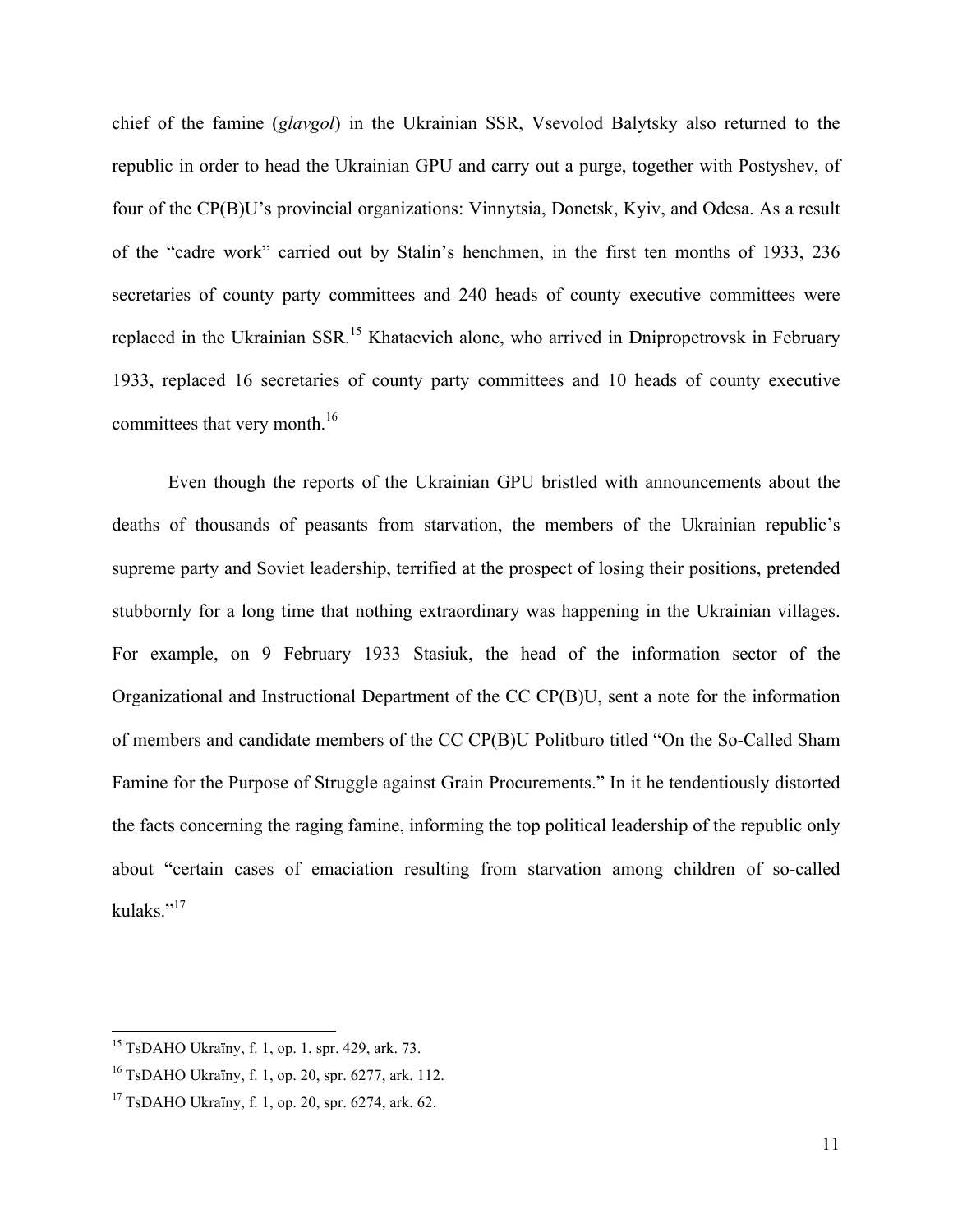chief of the famine (*glavgol*) in the Ukrainian SSR, Vsevolod Balytsky also returned to the republic in order to head the Ukrainian GPU and carry out a purge, together with Postyshev, of four of the CP(B)U's provincial organizations: Vinnytsia, Donetsk, Kyiv, and Odesa. As a result of the "cadre work" carried out by Stalin's henchmen, in the first ten months of 1933, 236 secretaries of county party committees and 240 heads of county executive committees were replaced in the Ukrainian SSR.[15] Khataevich alone, who arrived in Dnipropetrovsk in February 1933, replaced 16 secretaries of county party committees and 10 heads of county executive committees that very month.[16]

Even though the reports of the Ukrainian GPU bristled with announcements about the deaths of thousands of peasants from starvation, the members of the Ukrainian republic's supreme party and Soviet leadership, terrified at the prospect of losing their positions, pretended stubbornly for a long time that nothing extraordinary was happening in the Ukrainian villages. For example, on 9 February 1933 Stasiuk, the head of the information sector of the Organizational and Instructional Department of the CC CP(B)U, sent a note for the information of members and candidate members of the CC CP(B)U Politburo titled "On the So-Called Sham Famine for the Purpose of Struggle against Grain Procurements." In it he tendentiously distorted the facts concerning the raging famine, informing the top political leadership of the republic only about "certain cases of emaciation resulting from starvation among children of so-called kulaks."[17]

---

[15] TsDAHO Ukraïny, f. 1, op. 1, spr. 429, ark. 73.

[16] TsDAHO Ukraïny, f. 1, op. 20, spr. 6277, ark. 112.

[17] TsDAHO Ukraïny, f. 1, op. 20, spr. 6274, ark. 62.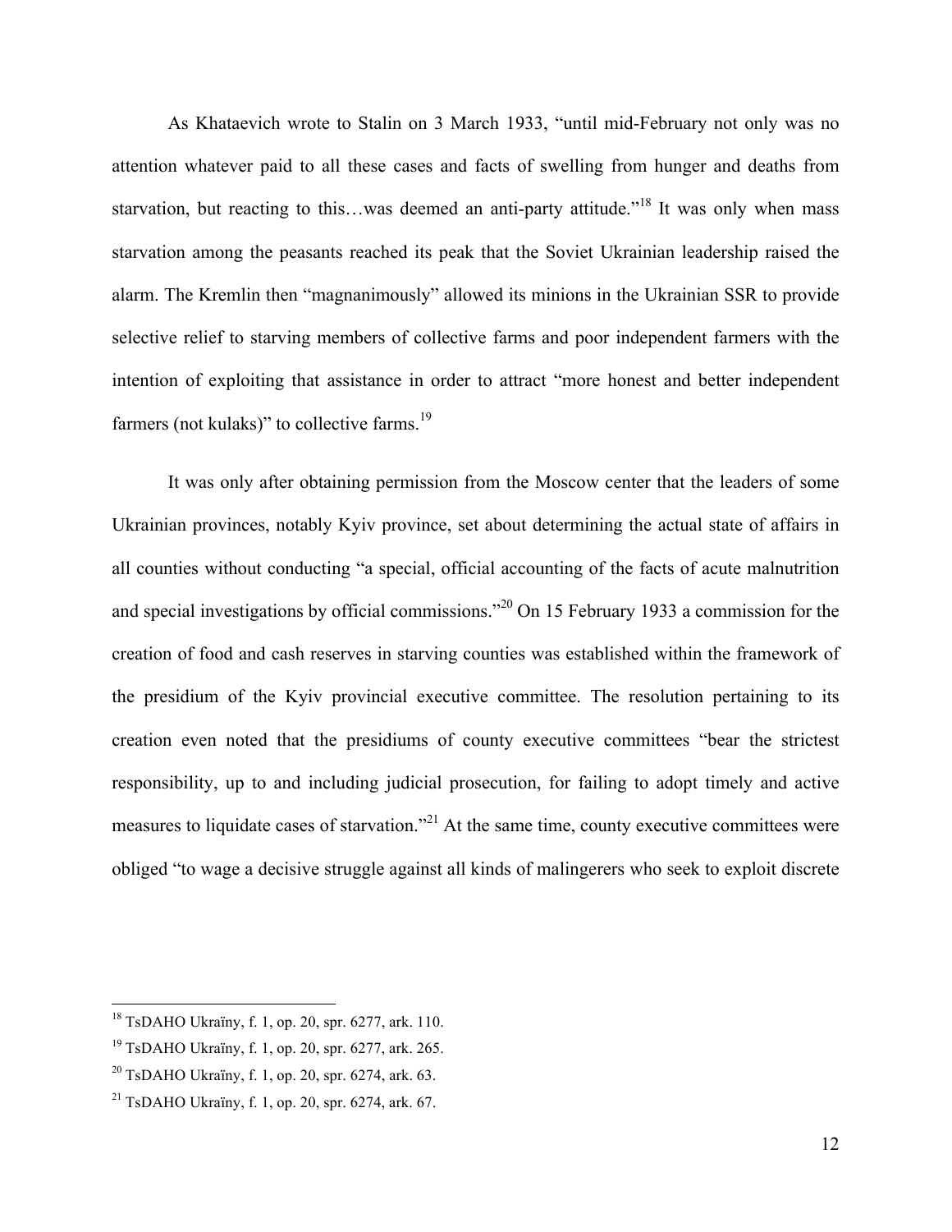As Khataevich wrote to Stalin on 3 March 1933, "until mid-February not only was no attention whatever paid to all these cases and facts of swelling from hunger and deaths from starvation, but reacting to this…was deemed an anti-party attitude."[18] It was only when mass starvation among the peasants reached its peak that the Soviet Ukrainian leadership raised the alarm. The Kremlin then "magnanimously" allowed its minions in the Ukrainian SSR to provide selective relief to starving members of collective farms and poor independent farmers with the intention of exploiting that assistance in order to attract "more honest and better independent farmers (not kulaks)" to collective farms.[19]

It was only after obtaining permission from the Moscow center that the leaders of some Ukrainian provinces, notably Kyiv province, set about determining the actual state of affairs in all counties without conducting "a special, official accounting of the facts of acute malnutrition and special investigations by official commissions."[20] On 15 February 1933 a commission for the creation of food and cash reserves in starving counties was established within the framework of the presidium of the Kyiv provincial executive committee. The resolution pertaining to its creation even noted that the presidiums of county executive committees "bear the strictest responsibility, up to and including judicial prosecution, for failing to adopt timely and active measures to liquidate cases of starvation."[21] At the same time, county executive committees were obliged "to wage a decisive struggle against all kinds of malingerers who seek to exploit discrete

---

[18] TsDAHO Ukraïny, f. 1, op. 20, spr. 6277, ark. 110.

[19] TsDAHO Ukraïny, f. 1, op. 20, spr. 6277, ark. 265.

[20] TsDAHO Ukraïny, f. 1, op. 20, spr. 6274, ark. 63.

[21] TsDAHO Ukraïny, f. 1, op. 20, spr. 6274, ark. 67.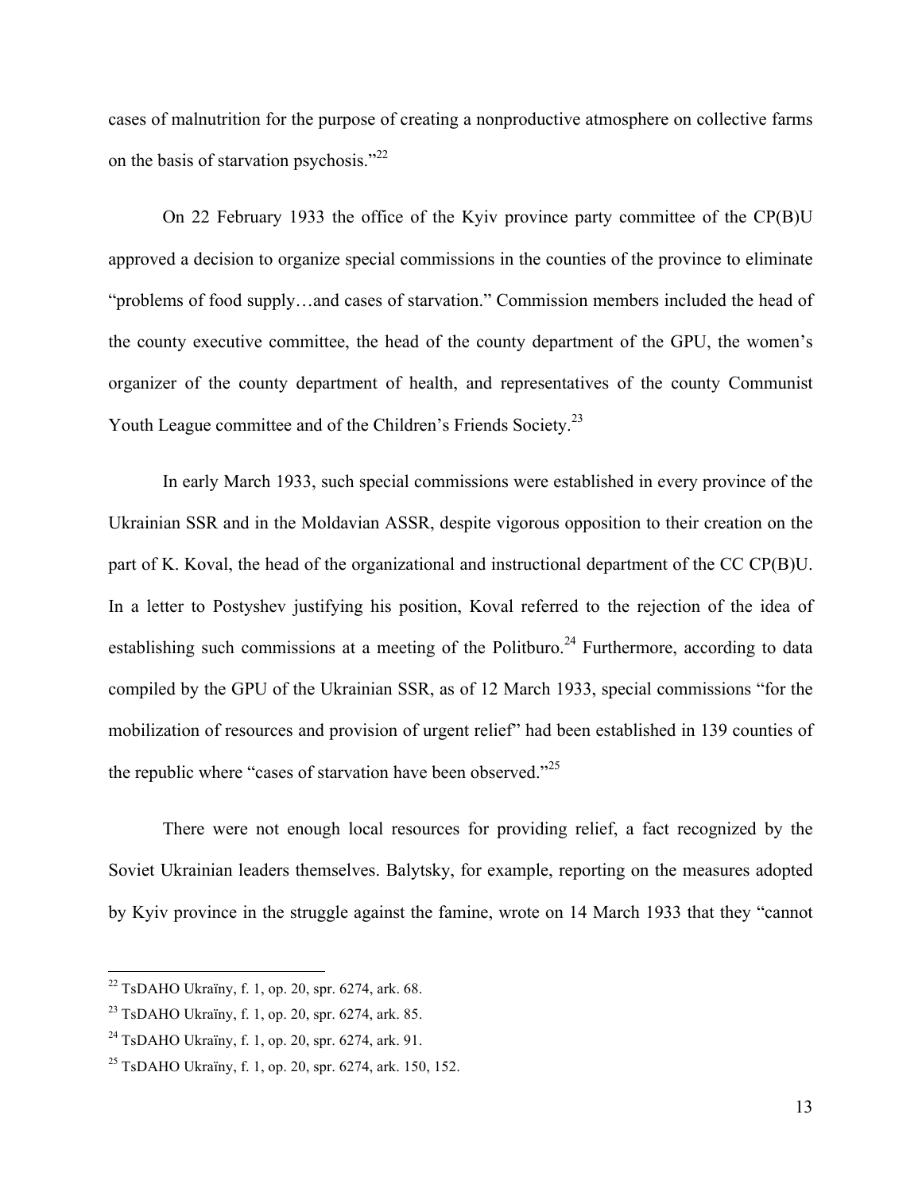cases of malnutrition for the purpose of creating a nonproductive atmosphere on collective farms on the basis of starvation psychosis."[22]

On 22 February 1933 the office of the Kyiv province party committee of the CP(B)U approved a decision to organize special commissions in the counties of the province to eliminate "problems of food supply…and cases of starvation." Commission members included the head of the county executive committee, the head of the county department of the GPU, the women's organizer of the county department of health, and representatives of the county Communist Youth League committee and of the Children's Friends Society.[23]

In early March 1933, such special commissions were established in every province of the Ukrainian SSR and in the Moldavian ASSR, despite vigorous opposition to their creation on the part of K. Koval, the head of the organizational and instructional department of the CC CP(B)U. In a letter to Postyshev justifying his position, Koval referred to the rejection of the idea of establishing such commissions at a meeting of the Politburo.[24] Furthermore, according to data compiled by the GPU of the Ukrainian SSR, as of 12 March 1933, special commissions "for the mobilization of resources and provision of urgent relief" had been established in 139 counties of the republic where "cases of starvation have been observed."[25]

There were not enough local resources for providing relief, a fact recognized by the Soviet Ukrainian leaders themselves. Balytsky, for example, reporting on the measures adopted by Kyiv province in the struggle against the famine, wrote on 14 March 1933 that they "cannot

---

[22] TsDAHO Ukraïny, f. 1, op. 20, spr. 6274, ark. 68.

[23] TsDAHO Ukraïny, f. 1, op. 20, spr. 6274, ark. 85.

[24] TsDAHO Ukraïny, f. 1, op. 20, spr. 6274, ark. 91.

[25] TsDAHO Ukraïny, f. 1, op. 20, spr. 6274, ark. 150, 152.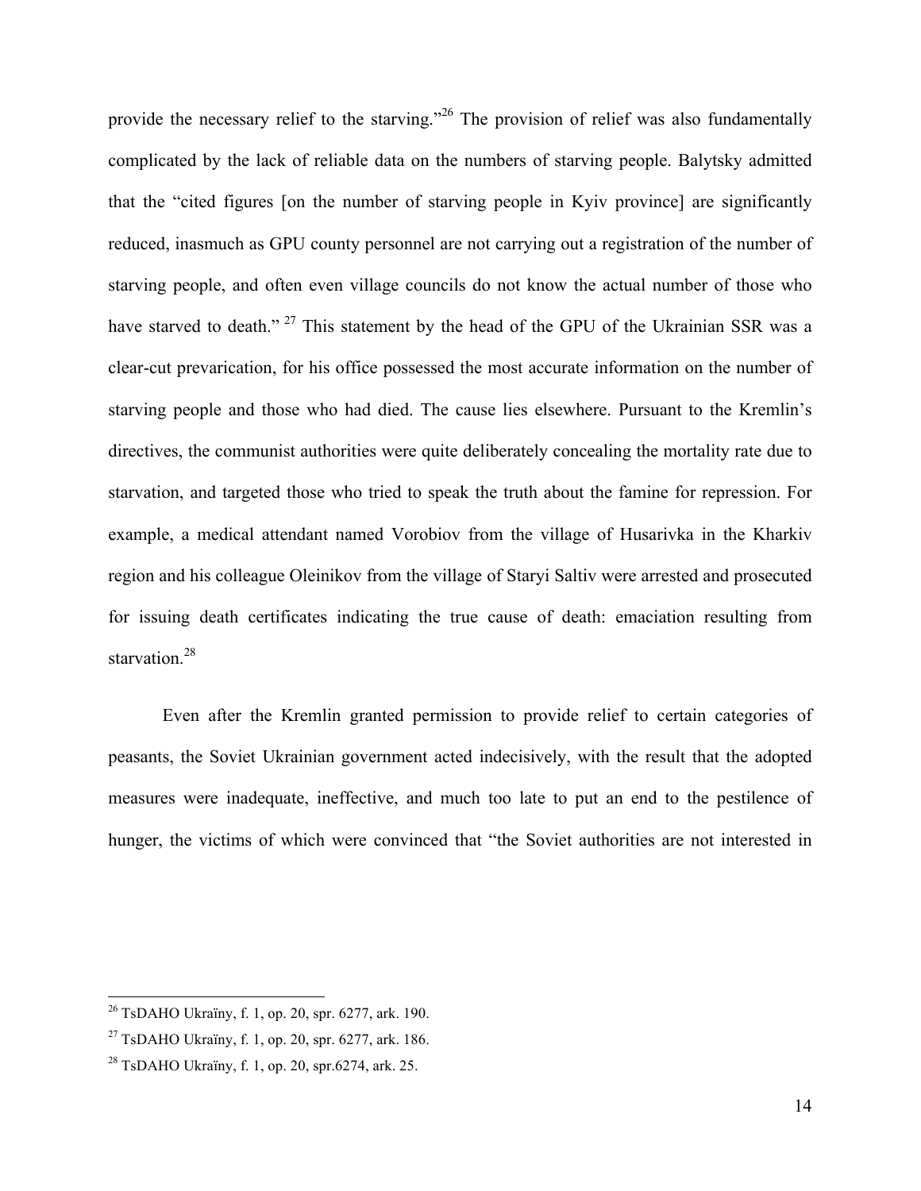provide the necessary relief to the starving."[26] The provision of relief was also fundamentally complicated by the lack of reliable data on the numbers of starving people. Balytsky admitted that the "cited figures [on the number of starving people in Kyiv province] are significantly reduced, inasmuch as GPU county personnel are not carrying out a registration of the number of starving people, and often even village councils do not know the actual number of those who have starved to death." [27] This statement by the head of the GPU of the Ukrainian SSR was a clear-cut prevarication, for his office possessed the most accurate information on the number of starving people and those who had died. The cause lies elsewhere. Pursuant to the Kremlin's directives, the communist authorities were quite deliberately concealing the mortality rate due to starvation, and targeted those who tried to speak the truth about the famine for repression. For example, a medical attendant named Vorobiov from the village of Husarivka in the Kharkiv region and his colleague Oleinikov from the village of Staryi Saltiv were arrested and prosecuted for issuing death certificates indicating the true cause of death: emaciation resulting from starvation.[28]

Even after the Kremlin granted permission to provide relief to certain categories of peasants, the Soviet Ukrainian government acted indecisively, with the result that the adopted measures were inadequate, ineffective, and much too late to put an end to the pestilence of hunger, the victims of which were convinced that "the Soviet authorities are not interested in

---

[26] TsDAHO Ukraïny, f. 1, op. 20, spr. 6277, ark. 190.

[27] TsDAHO Ukraïny, f. 1, op. 20, spr. 6277, ark. 186.

[28] TsDAHO Ukraïny, f. 1, op. 20, spr.6274, ark. 25.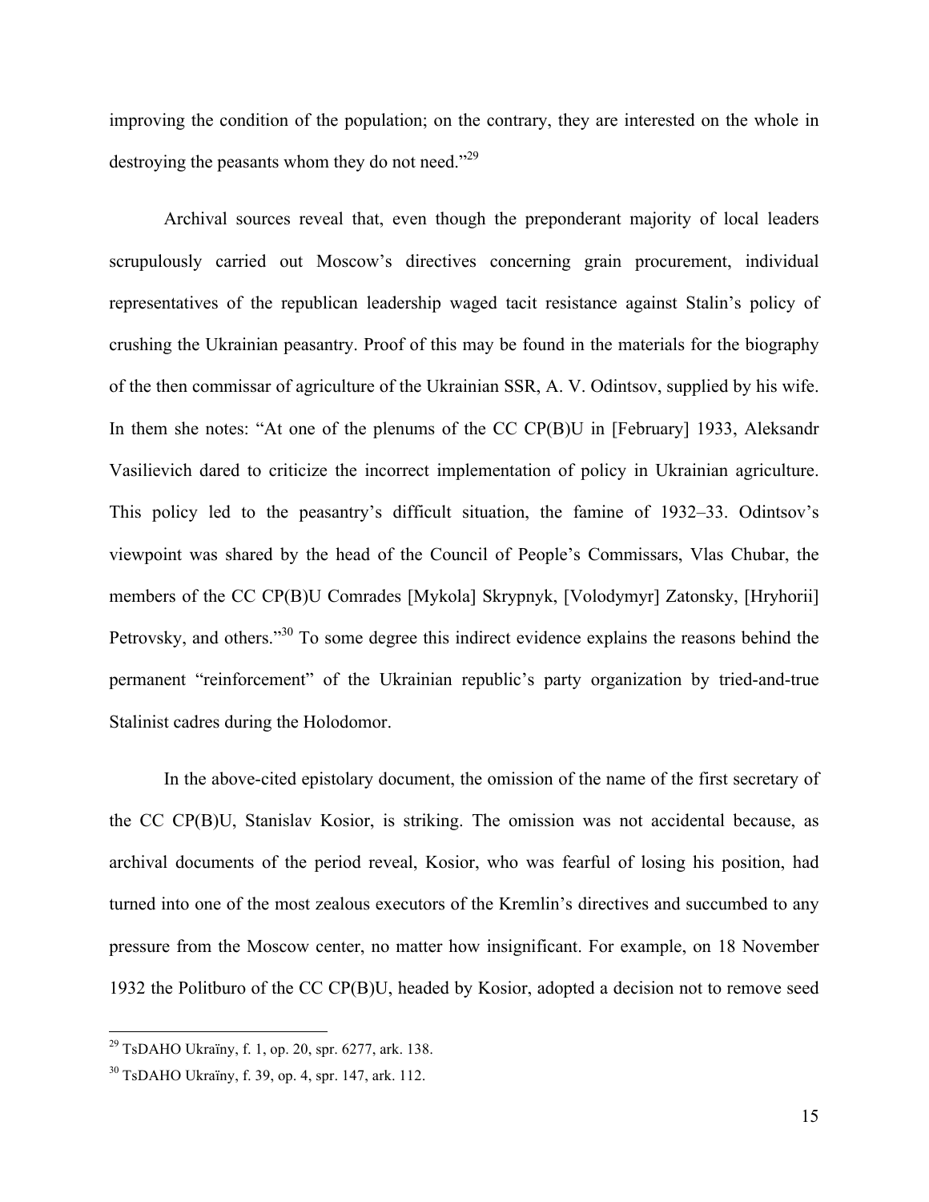improving the condition of the population; on the contrary, they are interested on the whole in destroying the peasants whom they do not need."[29]

Archival sources reveal that, even though the preponderant majority of local leaders scrupulously carried out Moscow's directives concerning grain procurement, individual representatives of the republican leadership waged tacit resistance against Stalin's policy of crushing the Ukrainian peasantry. Proof of this may be found in the materials for the biography of the then commissar of agriculture of the Ukrainian SSR, A. V. Odintsov, supplied by his wife. In them she notes: "At one of the plenums of the CC CP(B)U in [February] 1933, Aleksandr Vasilievich dared to criticize the incorrect implementation of policy in Ukrainian agriculture. This policy led to the peasantry's difficult situation, the famine of 1932–33. Odintsov's viewpoint was shared by the head of the Council of People's Commissars, Vlas Chubar, the members of the CC CP(B)U Comrades [Mykola] Skrypnyk, [Volodymyr] Zatonsky, [Hryhorii] Petrovsky, and others."[30] To some degree this indirect evidence explains the reasons behind the permanent "reinforcement" of the Ukrainian republic's party organization by tried-and-true Stalinist cadres during the Holodomor.

In the above-cited epistolary document, the omission of the name of the first secretary of the CC CP(B)U, Stanislav Kosior, is striking. The omission was not accidental because, as archival documents of the period reveal, Kosior, who was fearful of losing his position, had turned into one of the most zealous executors of the Kremlin's directives and succumbed to any pressure from the Moscow center, no matter how insignificant. For example, on 18 November 1932 the Politburo of the CC CP(B)U, headed by Kosior, adopted a decision not to remove seed

---

[29] TsDAHO Ukraïny, f. 1, op. 20, spr. 6277, ark. 138.

[30] TsDAHO Ukraïny, f. 39, op. 4, spr. 147, ark. 112.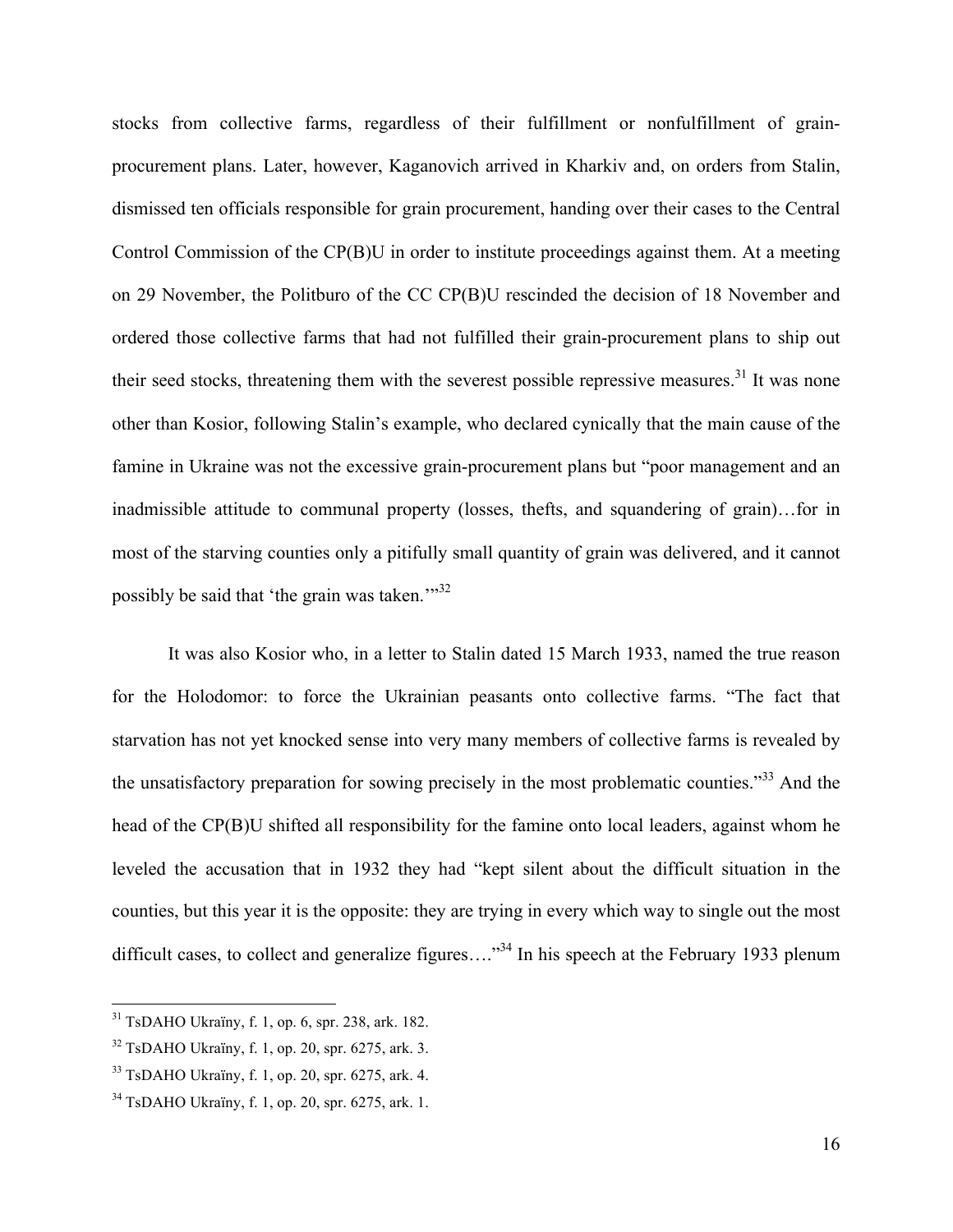stocks from collective farms, regardless of their fulfillment or nonfulfillment of grain-procurement plans. Later, however, Kaganovich arrived in Kharkiv and, on orders from Stalin, dismissed ten officials responsible for grain procurement, handing over their cases to the Central Control Commission of the CP(B)U in order to institute proceedings against them. At a meeting on 29 November, the Politburo of the CC CP(B)U rescinded the decision of 18 November and ordered those collective farms that had not fulfilled their grain-procurement plans to ship out their seed stocks, threatening them with the severest possible repressive measures.[31] It was none other than Kosior, following Stalin's example, who declared cynically that the main cause of the famine in Ukraine was not the excessive grain-procurement plans but "poor management and an inadmissible attitude to communal property (losses, thefts, and squandering of grain)…for in most of the starving counties only a pitifully small quantity of grain was delivered, and it cannot possibly be said that 'the grain was taken.'"[32]

It was also Kosior who, in a letter to Stalin dated 15 March 1933, named the true reason for the Holodomor: to force the Ukrainian peasants onto collective farms. "The fact that starvation has not yet knocked sense into very many members of collective farms is revealed by the unsatisfactory preparation for sowing precisely in the most problematic counties."[33] And the head of the CP(B)U shifted all responsibility for the famine onto local leaders, against whom he leveled the accusation that in 1932 they had "kept silent about the difficult situation in the counties, but this year it is the opposite: they are trying in every which way to single out the most difficult cases, to collect and generalize figures…."[34] In his speech at the February 1933 plenum

---

[31] TsDAHO Ukraïny, f. 1, op. 6, spr. 238, ark. 182.

[32] TsDAHO Ukraïny, f. 1, op. 20, spr. 6275, ark. 3.

[33] TsDAHO Ukraïny, f. 1, op. 20, spr. 6275, ark. 4.

[34] TsDAHO Ukraïny, f. 1, op. 20, spr. 6275, ark. 1.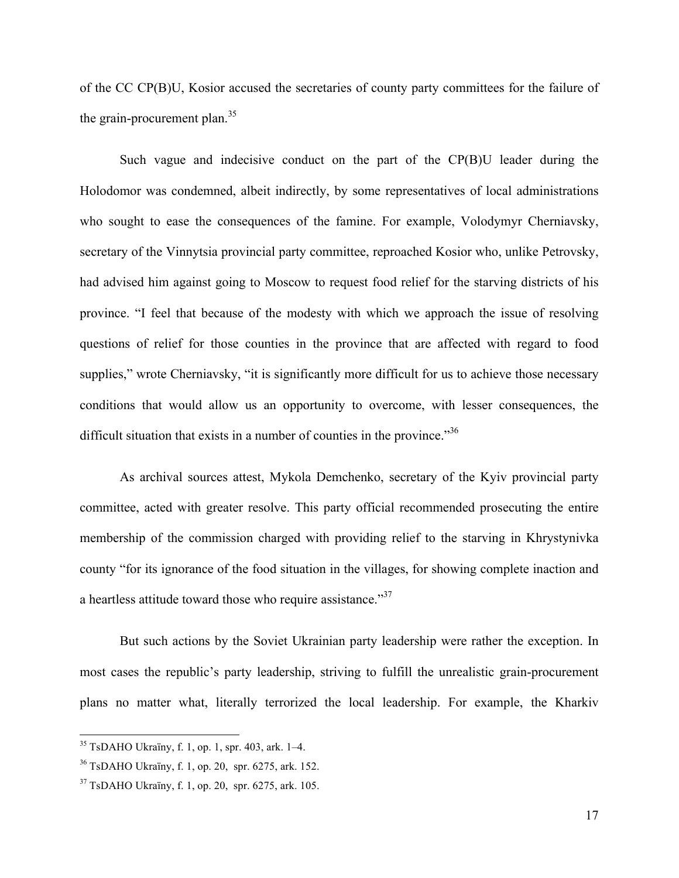of the CC CP(B)U, Kosior accused the secretaries of county party committees for the failure of the grain-procurement plan.[35]

Such vague and indecisive conduct on the part of the CP(B)U leader during the Holodomor was condemned, albeit indirectly, by some representatives of local administrations who sought to ease the consequences of the famine. For example, Volodymyr Cherniavsky, secretary of the Vinnytsia provincial party committee, reproached Kosior who, unlike Petrovsky, had advised him against going to Moscow to request food relief for the starving districts of his province. "I feel that because of the modesty with which we approach the issue of resolving questions of relief for those counties in the province that are affected with regard to food supplies," wrote Cherniavsky, "it is significantly more difficult for us to achieve those necessary conditions that would allow us an opportunity to overcome, with lesser consequences, the difficult situation that exists in a number of counties in the province."[36]

As archival sources attest, Mykola Demchenko, secretary of the Kyiv provincial party committee, acted with greater resolve. This party official recommended prosecuting the entire membership of the commission charged with providing relief to the starving in Khrystynivka county "for its ignorance of the food situation in the villages, for showing complete inaction and a heartless attitude toward those who require assistance."[37]

But such actions by the Soviet Ukrainian party leadership were rather the exception. In most cases the republic's party leadership, striving to fulfill the unrealistic grain-procurement plans no matter what, literally terrorized the local leadership. For example, the Kharkiv

---

[35] TsDAHO Ukraïny, f. 1, op. 1, spr. 403, ark. 1–4.

[36] TsDAHO Ukraïny, f. 1, op. 20, spr. 6275, ark. 152.

[37] TsDAHO Ukraïny, f. 1, op. 20, spr. 6275, ark. 105.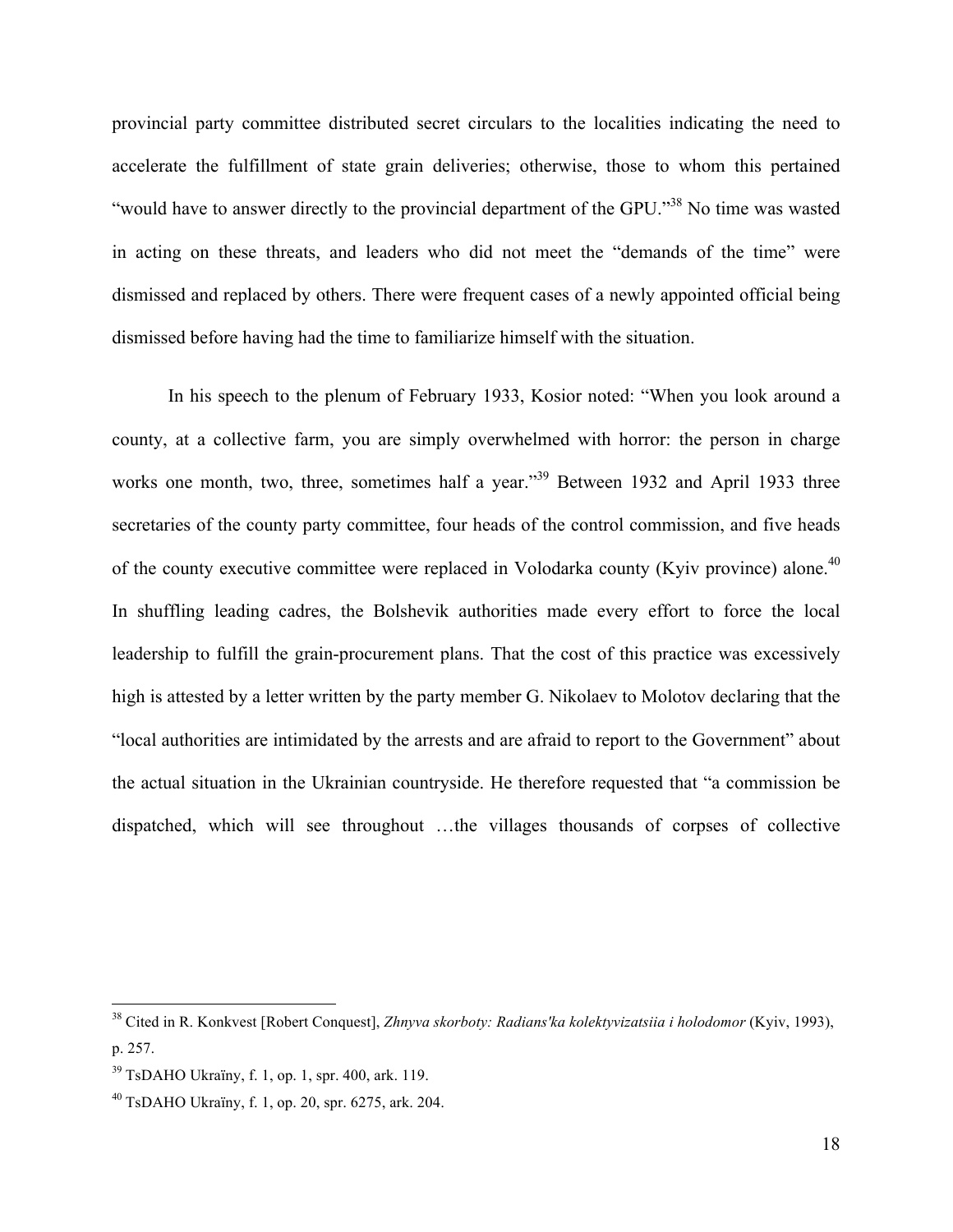provincial party committee distributed secret circulars to the localities indicating the need to accelerate the fulfillment of state grain deliveries; otherwise, those to whom this pertained "would have to answer directly to the provincial department of the GPU."[38] No time was wasted in acting on these threats, and leaders who did not meet the "demands of the time" were dismissed and replaced by others. There were frequent cases of a newly appointed official being dismissed before having had the time to familiarize himself with the situation.

In his speech to the plenum of February 1933, Kosior noted: "When you look around a county, at a collective farm, you are simply overwhelmed with horror: the person in charge works one month, two, three, sometimes half a year."[39] Between 1932 and April 1933 three secretaries of the county party committee, four heads of the control commission, and five heads of the county executive committee were replaced in Volodarka county (Kyiv province) alone.[40] In shuffling leading cadres, the Bolshevik authorities made every effort to force the local leadership to fulfill the grain-procurement plans. That the cost of this practice was excessively high is attested by a letter written by the party member G. Nikolaev to Molotov declaring that the "local authorities are intimidated by the arrests and are afraid to report to the Government" about the actual situation in the Ukrainian countryside. He therefore requested that "a commission be dispatched, which will see throughout …the villages thousands of corpses of collective

---

[38] Cited in R. Konkvest [Robert Conquest], *Zhnyva skorboty: Radians'ka kolektyvizatsiia i holodomor* (Kyiv, 1993), p. 257.

[39] TsDAHO Ukraïny, f. 1, op. 1, spr. 400, ark. 119.

[40] TsDAHO Ukraïny, f. 1, op. 20, spr. 6275, ark. 204.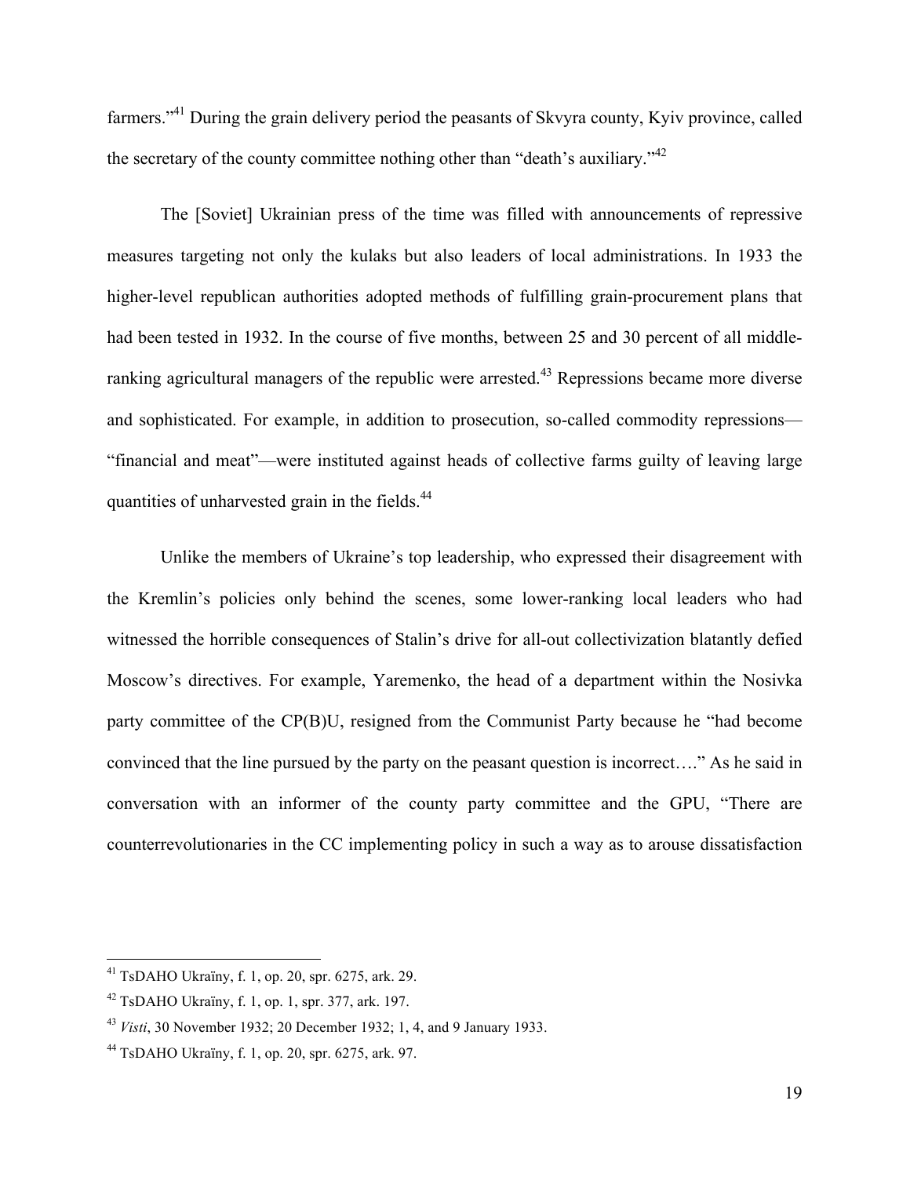farmers."[41] During the grain delivery period the peasants of Skvyra county, Kyiv province, called the secretary of the county committee nothing other than "death's auxiliary."[42]

The [Soviet] Ukrainian press of the time was filled with announcements of repressive measures targeting not only the kulaks but also leaders of local administrations. In 1933 the higher-level republican authorities adopted methods of fulfilling grain-procurement plans that had been tested in 1932. In the course of five months, between 25 and 30 percent of all middle-ranking agricultural managers of the republic were arrested.[43] Repressions became more diverse and sophisticated. For example, in addition to prosecution, so-called commodity repressions—"financial and meat"—were instituted against heads of collective farms guilty of leaving large quantities of unharvested grain in the fields.[44]

Unlike the members of Ukraine's top leadership, who expressed their disagreement with the Kremlin's policies only behind the scenes, some lower-ranking local leaders who had witnessed the horrible consequences of Stalin's drive for all-out collectivization blatantly defied Moscow's directives. For example, Yaremenko, the head of a department within the Nosivka party committee of the CP(B)U, resigned from the Communist Party because he "had become convinced that the line pursued by the party on the peasant question is incorrect…." As he said in conversation with an informer of the county party committee and the GPU, "There are counterrevolutionaries in the CC implementing policy in such a way as to arouse dissatisfaction

---

[41] TsDAHO Ukraïny, f. 1, op. 20, spr. 6275, ark. 29.

[42] TsDAHO Ukraïny, f. 1, op. 1, spr. 377, ark. 197.

[43] *Visti*, 30 November 1932; 20 December 1932; 1, 4, and 9 January 1933.

[44] TsDAHO Ukraïny, f. 1, op. 20, spr. 6275, ark. 97.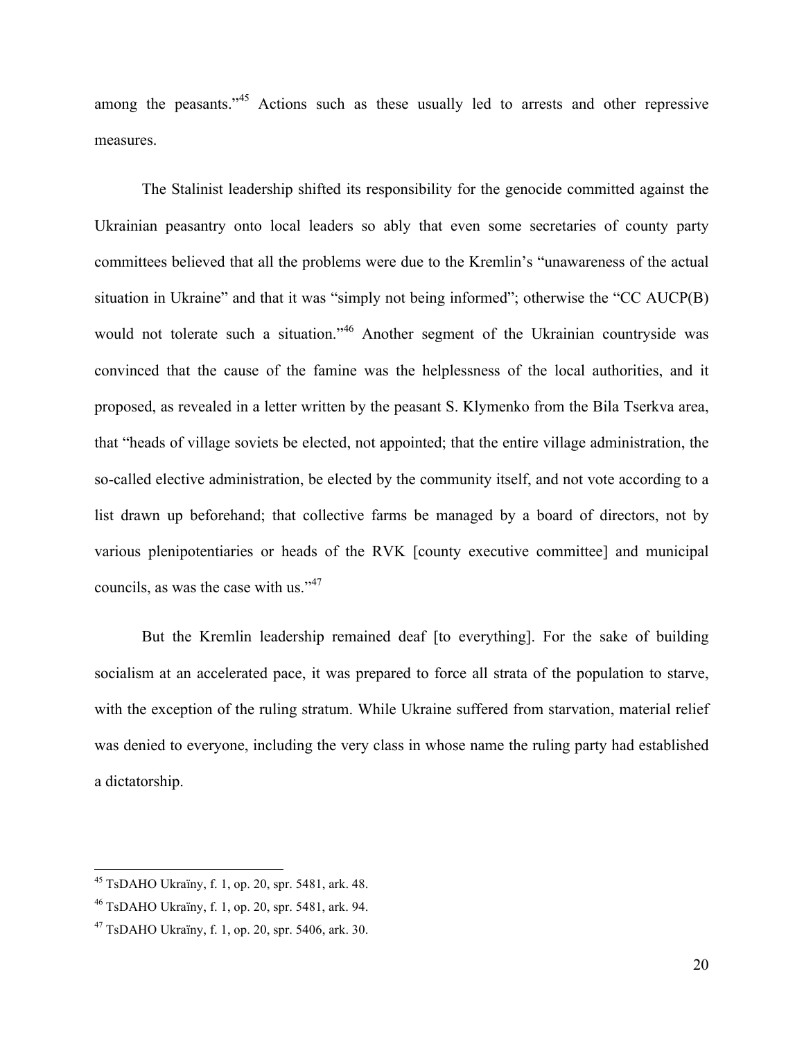among the peasants."[45] Actions such as these usually led to arrests and other repressive measures.

The Stalinist leadership shifted its responsibility for the genocide committed against the Ukrainian peasantry onto local leaders so ably that even some secretaries of county party committees believed that all the problems were due to the Kremlin's "unawareness of the actual situation in Ukraine" and that it was "simply not being informed"; otherwise the "CC AUCP(B) would not tolerate such a situation."[46] Another segment of the Ukrainian countryside was convinced that the cause of the famine was the helplessness of the local authorities, and it proposed, as revealed in a letter written by the peasant S. Klymenko from the Bila Tserkva area, that "heads of village soviets be elected, not appointed; that the entire village administration, the so-called elective administration, be elected by the community itself, and not vote according to a list drawn up beforehand; that collective farms be managed by a board of directors, not by various plenipotentiaries or heads of the RVK [county executive committee] and municipal councils, as was the case with us."[47]

But the Kremlin leadership remained deaf [to everything]. For the sake of building socialism at an accelerated pace, it was prepared to force all strata of the population to starve, with the exception of the ruling stratum. While Ukraine suffered from starvation, material relief was denied to everyone, including the very class in whose name the ruling party had established a dictatorship.

---

[45] TsDAHO Ukraïny, f. 1, op. 20, spr. 5481, ark. 48.

[46] TsDAHO Ukraïny, f. 1, op. 20, spr. 5481, ark. 94.

[47] TsDAHO Ukraïny, f. 1, op. 20, spr. 5406, ark. 30.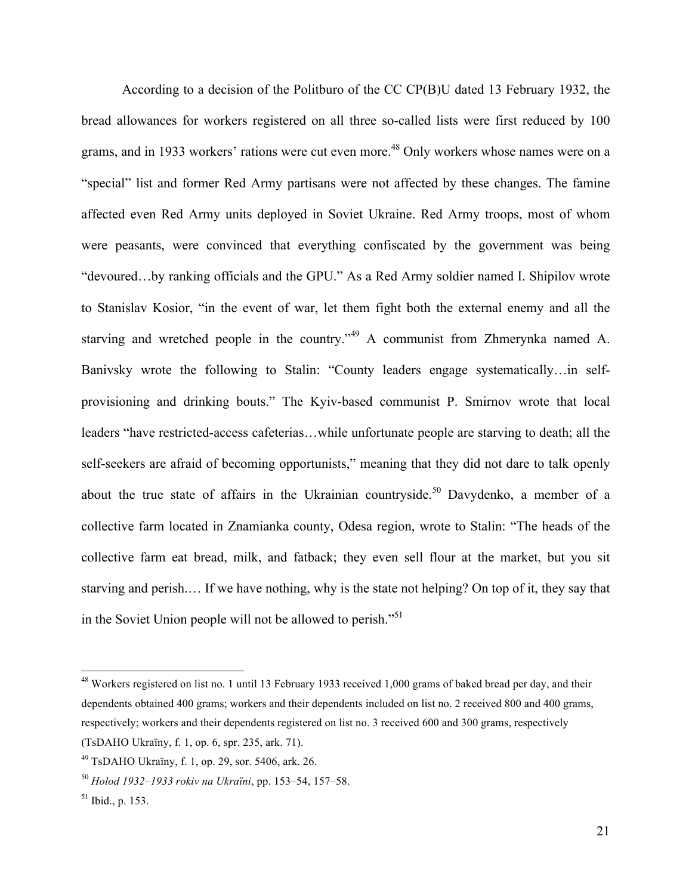According to a decision of the Politburo of the CC CP(B)U dated 13 February 1932, the bread allowances for workers registered on all three so-called lists were first reduced by 100 grams, and in 1933 workers' rations were cut even more.[48] Only workers whose names were on a "special" list and former Red Army partisans were not affected by these changes. The famine affected even Red Army units deployed in Soviet Ukraine. Red Army troops, most of whom were peasants, were convinced that everything confiscated by the government was being "devoured…by ranking officials and the GPU." As a Red Army soldier named I. Shipilov wrote to Stanislav Kosior, "in the event of war, let them fight both the external enemy and all the starving and wretched people in the country."[49] A communist from Zhmerynka named A. Banivsky wrote the following to Stalin: "County leaders engage systematically…in self-provisioning and drinking bouts." The Kyiv-based communist P. Smirnov wrote that local leaders "have restricted-access cafeterias…while unfortunate people are starving to death; all the self-seekers are afraid of becoming opportunists," meaning that they did not dare to talk openly about the true state of affairs in the Ukrainian countryside.[50] Davydenko, a member of a collective farm located in Znamianka county, Odesa region, wrote to Stalin: "The heads of the collective farm eat bread, milk, and fatback; they even sell flour at the market, but you sit starving and perish.… If we have nothing, why is the state not helping? On top of it, they say that in the Soviet Union people will not be allowed to perish."[51]

---

[48] Workers registered on list no. 1 until 13 February 1933 received 1,000 grams of baked bread per day, and their dependents obtained 400 grams; workers and their dependents included on list no. 2 received 800 and 400 grams, respectively; workers and their dependents registered on list no. 3 received 600 and 300 grams, respectively (TsDAHO Ukraïny, f. 1, op. 6, spr. 235, ark. 71).

[49] TsDAHO Ukraïny, f. 1, op. 29, sor. 5406, ark. 26.

[50] *Holod 1932–1933 rokiv na Ukraïni*, pp. 153–54, 157–58.

[51] Ibid., p. 153.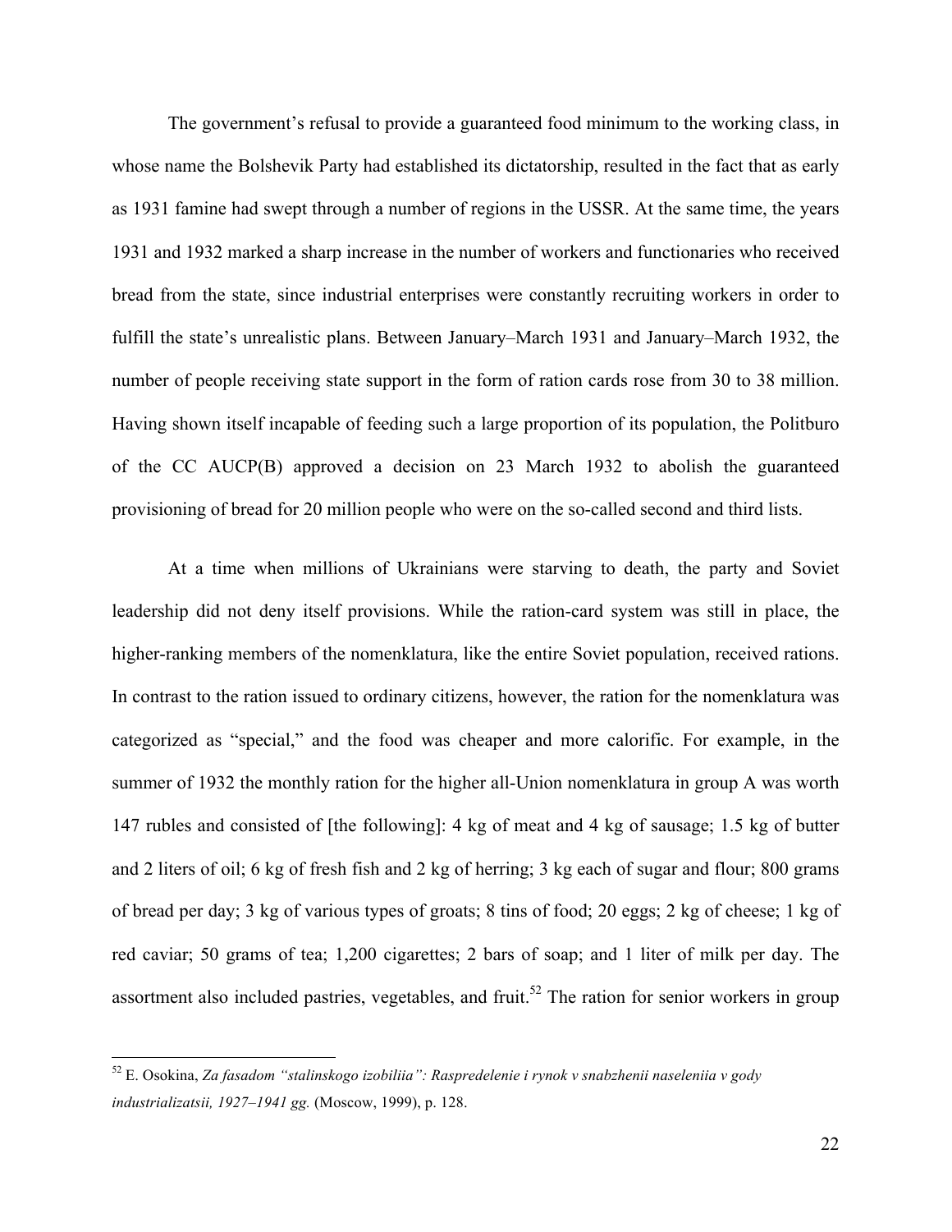The government's refusal to provide a guaranteed food minimum to the working class, in whose name the Bolshevik Party had established its dictatorship, resulted in the fact that as early as 1931 famine had swept through a number of regions in the USSR. At the same time, the years 1931 and 1932 marked a sharp increase in the number of workers and functionaries who received bread from the state, since industrial enterprises were constantly recruiting workers in order to fulfill the state's unrealistic plans. Between January–March 1931 and January–March 1932, the number of people receiving state support in the form of ration cards rose from 30 to 38 million. Having shown itself incapable of feeding such a large proportion of its population, the Politburo of the CC AUCP(B) approved a decision on 23 March 1932 to abolish the guaranteed provisioning of bread for 20 million people who were on the so-called second and third lists.

At a time when millions of Ukrainians were starving to death, the party and Soviet leadership did not deny itself provisions. While the ration-card system was still in place, the higher-ranking members of the nomenklatura, like the entire Soviet population, received rations. In contrast to the ration issued to ordinary citizens, however, the ration for the nomenklatura was categorized as "special," and the food was cheaper and more calorific. For example, in the summer of 1932 the monthly ration for the higher all-Union nomenklatura in group A was worth 147 rubles and consisted of [the following]: 4 kg of meat and 4 kg of sausage; 1.5 kg of butter and 2 liters of oil; 6 kg of fresh fish and 2 kg of herring; 3 kg each of sugar and flour; 800 grams of bread per day; 3 kg of various types of groats; 8 tins of food; 20 eggs; 2 kg of cheese; 1 kg of red caviar; 50 grams of tea; 1,200 cigarettes; 2 bars of soap; and 1 liter of milk per day. The assortment also included pastries, vegetables, and fruit.[52] The ration for senior workers in group

---

[52] E. Osokina, *Za fasadom "stalinskogo izobiliia": Raspredelenie i rynok v snabzhenii naseleniia v gody industrializatsii, 1927–1941 gg.* (Moscow, 1999), p. 128.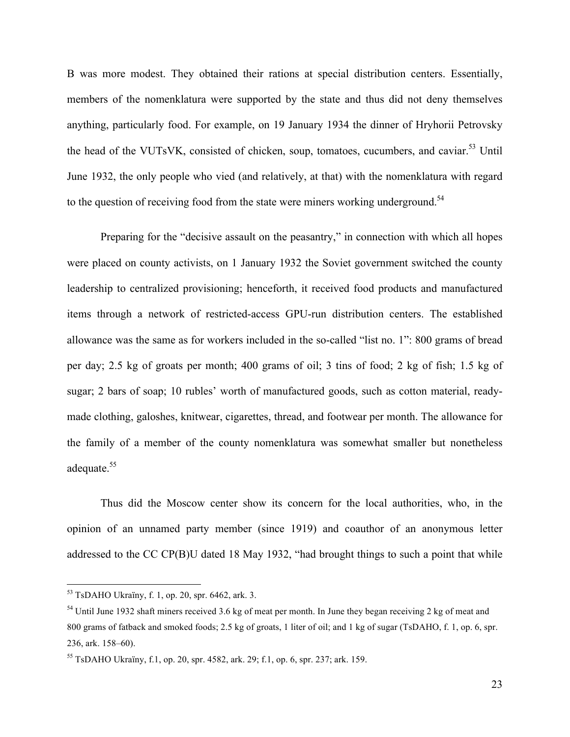B was more modest. They obtained their rations at special distribution centers. Essentially, members of the nomenklatura were supported by the state and thus did not deny themselves anything, particularly food. For example, on 19 January 1934 the dinner of Hryhorii Petrovsky the head of the VUTsVK, consisted of chicken, soup, tomatoes, cucumbers, and caviar.[53] Until June 1932, the only people who vied (and relatively, at that) with the nomenklatura with regard to the question of receiving food from the state were miners working underground.[54]

Preparing for the "decisive assault on the peasantry," in connection with which all hopes were placed on county activists, on 1 January 1932 the Soviet government switched the county leadership to centralized provisioning; henceforth, it received food products and manufactured items through a network of restricted-access GPU-run distribution centers. The established allowance was the same as for workers included in the so-called "list no. 1": 800 grams of bread per day; 2.5 kg of groats per month; 400 grams of oil; 3 tins of food; 2 kg of fish; 1.5 kg of sugar; 2 bars of soap; 10 rubles' worth of manufactured goods, such as cotton material, ready-made clothing, galoshes, knitwear, cigarettes, thread, and footwear per month. The allowance for the family of a member of the county nomenklatura was somewhat smaller but nonetheless adequate.[55]

Thus did the Moscow center show its concern for the local authorities, who, in the opinion of an unnamed party member (since 1919) and coauthor of an anonymous letter addressed to the CC CP(B)U dated 18 May 1932, "had brought things to such a point that while

---

[53] TsDAHO Ukraïny, f. 1, op. 20, spr. 6462, ark. 3.

[54] Until June 1932 shaft miners received 3.6 kg of meat per month. In June they began receiving 2 kg of meat and 800 grams of fatback and smoked foods; 2.5 kg of groats, 1 liter of oil; and 1 kg of sugar (TsDAHO, f. 1, op. 6, spr. 236, ark. 158–60).

[55] TsDAHO Ukraïny, f.1, op. 20, spr. 4582, ark. 29; f.1, op. 6, spr. 237; ark. 159.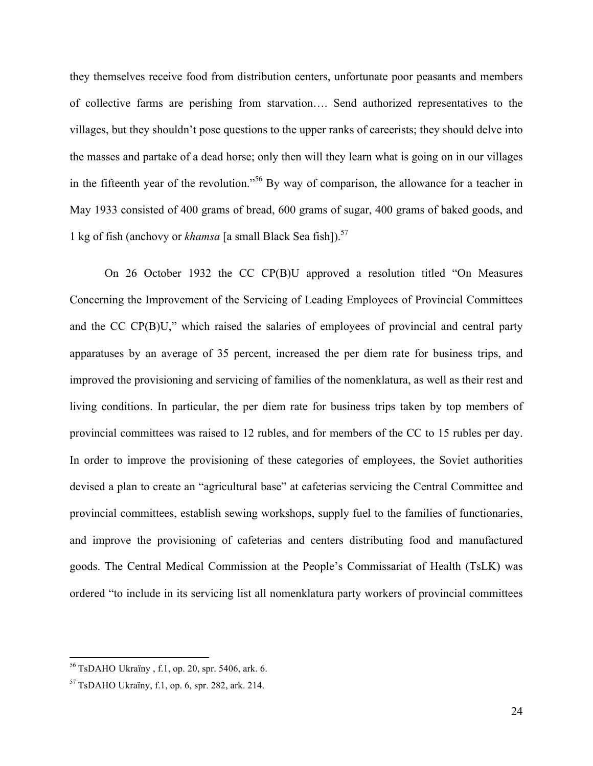they themselves receive food from distribution centers, unfortunate poor peasants and members of collective farms are perishing from starvation…. Send authorized representatives to the villages, but they shouldn't pose questions to the upper ranks of careerists; they should delve into the masses and partake of a dead horse; only then will they learn what is going on in our villages in the fifteenth year of the revolution."[56] By way of comparison, the allowance for a teacher in May 1933 consisted of 400 grams of bread, 600 grams of sugar, 400 grams of baked goods, and 1 kg of fish (anchovy or *khamsa* [a small Black Sea fish]).[57]

On 26 October 1932 the CC CP(B)U approved a resolution titled "On Measures Concerning the Improvement of the Servicing of Leading Employees of Provincial Committees and the CC CP(B)U," which raised the salaries of employees of provincial and central party apparatuses by an average of 35 percent, increased the per diem rate for business trips, and improved the provisioning and servicing of families of the nomenklatura, as well as their rest and living conditions. In particular, the per diem rate for business trips taken by top members of provincial committees was raised to 12 rubles, and for members of the CC to 15 rubles per day. In order to improve the provisioning of these categories of employees, the Soviet authorities devised a plan to create an "agricultural base" at cafeterias servicing the Central Committee and provincial committees, establish sewing workshops, supply fuel to the families of functionaries, and improve the provisioning of cafeterias and centers distributing food and manufactured goods. The Central Medical Commission at the People's Commissariat of Health (TsLK) was ordered "to include in its servicing list all nomenklatura party workers of provincial committees

---

[56] TsDAHO Ukraïny , f.1, op. 20, spr. 5406, ark. 6.

[57] TsDAHO Ukraïny, f.1, op. 6, spr. 282, ark. 214.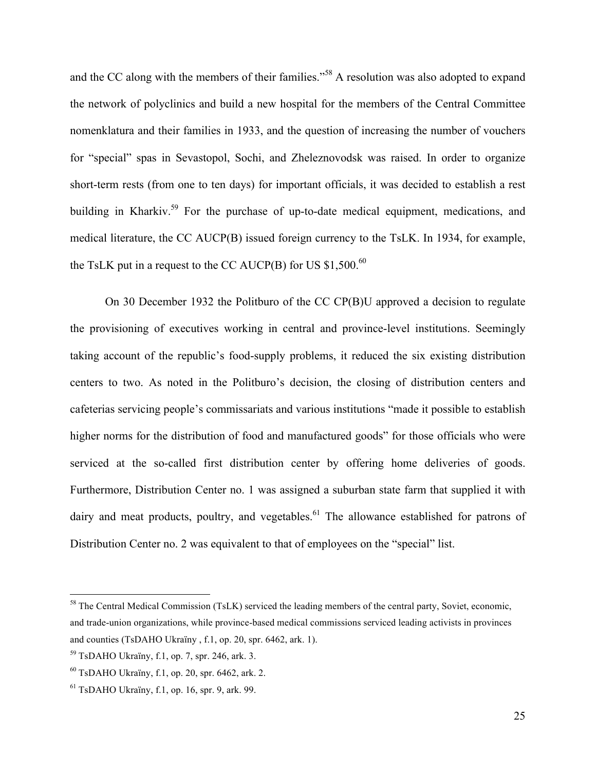and the CC along with the members of their families."[58] A resolution was also adopted to expand the network of polyclinics and build a new hospital for the members of the Central Committee nomenklatura and their families in 1933, and the question of increasing the number of vouchers for "special" spas in Sevastopol, Sochi, and Zheleznovodsk was raised. In order to organize short-term rests (from one to ten days) for important officials, it was decided to establish a rest building in Kharkiv.[59] For the purchase of up-to-date medical equipment, medications, and medical literature, the CC AUCP(B) issued foreign currency to the TsLK. In 1934, for example, the TsLK put in a request to the CC AUCP(B) for US $1,500.[60]

On 30 December 1932 the Politburo of the CC CP(B)U approved a decision to regulate the provisioning of executives working in central and province-level institutions. Seemingly taking account of the republic's food-supply problems, it reduced the six existing distribution centers to two. As noted in the Politburo's decision, the closing of distribution centers and cafeterias servicing people's commissariats and various institutions "made it possible to establish higher norms for the distribution of food and manufactured goods" for those officials who were serviced at the so-called first distribution center by offering home deliveries of goods. Furthermore, Distribution Center no. 1 was assigned a suburban state farm that supplied it with dairy and meat products, poultry, and vegetables.[61] The allowance established for patrons of Distribution Center no. 2 was equivalent to that of employees on the "special" list.

---

[58] The Central Medical Commission (TsLK) serviced the leading members of the central party, Soviet, economic, and trade-union organizations, while province-based medical commissions serviced leading activists in provinces and counties (TsDAHO Ukraïny , f.1, op. 20, spr. 6462, ark. 1).

[59] TsDAHO Ukraïny, f.1, op. 7, spr. 246, ark. 3.

[60] TsDAHO Ukraïny, f.1, op. 20, spr. 6462, ark. 2.

[61] TsDAHO Ukraïny, f.1, op. 16, spr. 9, ark. 99.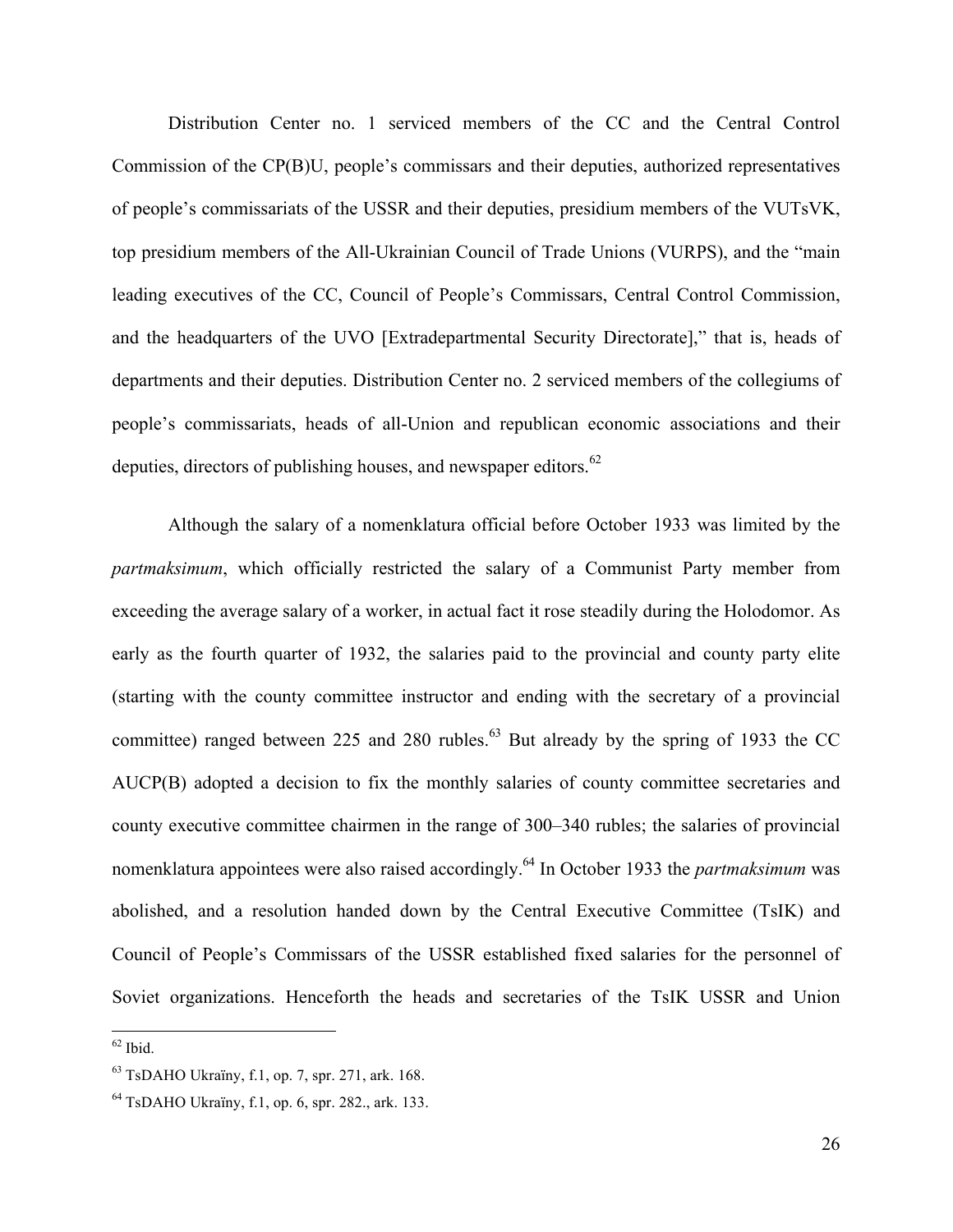Distribution Center no. 1 serviced members of the CC and the Central Control Commission of the CP(B)U, people's commissars and their deputies, authorized representatives of people's commissariats of the USSR and their deputies, presidium members of the VUTsVK, top presidium members of the All-Ukrainian Council of Trade Unions (VURPS), and the "main leading executives of the CC, Council of People's Commissars, Central Control Commission, and the headquarters of the UVO [Extradepartmental Security Directorate]," that is, heads of departments and their deputies. Distribution Center no. 2 serviced members of the collegiums of people's commissariats, heads of all-Union and republican economic associations and their deputies, directors of publishing houses, and newspaper editors.[62]

Although the salary of a nomenklatura official before October 1933 was limited by the *partmaksimum*, which officially restricted the salary of a Communist Party member from exceeding the average salary of a worker, in actual fact it rose steadily during the Holodomor. As early as the fourth quarter of 1932, the salaries paid to the provincial and county party elite (starting with the county committee instructor and ending with the secretary of a provincial committee) ranged between 225 and 280 rubles.[63] But already by the spring of 1933 the CC AUCP(B) adopted a decision to fix the monthly salaries of county committee secretaries and county executive committee chairmen in the range of 300–340 rubles; the salaries of provincial nomenklatura appointees were also raised accordingly.[64] In October 1933 the *partmaksimum* was abolished, and a resolution handed down by the Central Executive Committee (TsIK) and Council of People's Commissars of the USSR established fixed salaries for the personnel of Soviet organizations. Henceforth the heads and secretaries of the TsIK USSR and Union

---

[62] Ibid.

[63] TsDAHO Ukraïny, f.1, op. 7, spr. 271, ark. 168.

[64] TsDAHO Ukraïny, f.1, op. 6, spr. 282., ark. 133.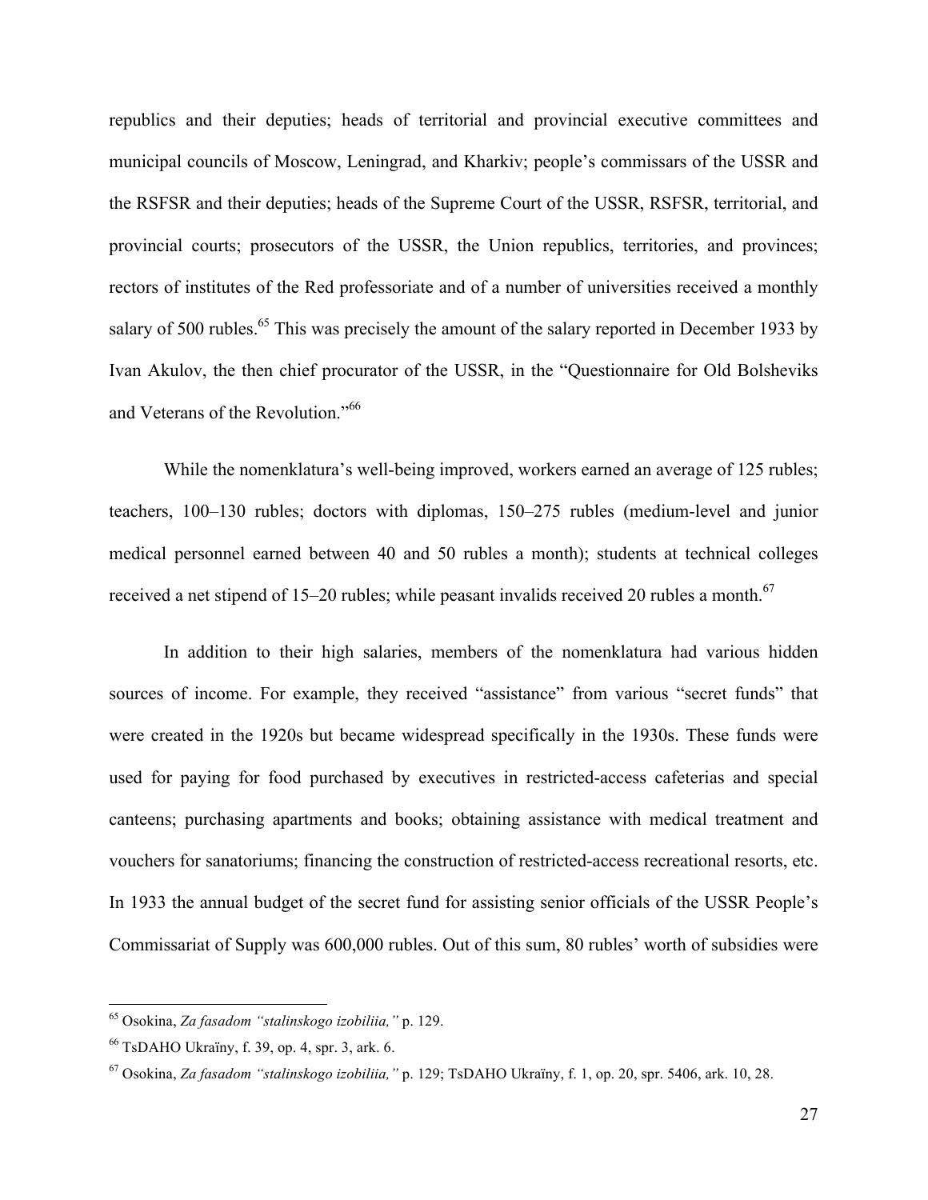republics and their deputies; heads of territorial and provincial executive committees and municipal councils of Moscow, Leningrad, and Kharkiv; people's commissars of the USSR and the RSFSR and their deputies; heads of the Supreme Court of the USSR, RSFSR, territorial, and provincial courts; prosecutors of the USSR, the Union republics, territories, and provinces; rectors of institutes of the Red professoriate and of a number of universities received a monthly salary of 500 rubles.[65] This was precisely the amount of the salary reported in December 1933 by Ivan Akulov, the then chief procurator of the USSR, in the "Questionnaire for Old Bolsheviks and Veterans of the Revolution."[66]

While the nomenklatura's well-being improved, workers earned an average of 125 rubles; teachers, 100–130 rubles; doctors with diplomas, 150–275 rubles (medium-level and junior medical personnel earned between 40 and 50 rubles a month); students at technical colleges received a net stipend of 15–20 rubles; while peasant invalids received 20 rubles a month.[67]

In addition to their high salaries, members of the nomenklatura had various hidden sources of income. For example, they received "assistance" from various "secret funds" that were created in the 1920s but became widespread specifically in the 1930s. These funds were used for paying for food purchased by executives in restricted-access cafeterias and special canteens; purchasing apartments and books; obtaining assistance with medical treatment and vouchers for sanatoriums; financing the construction of restricted-access recreational resorts, etc. In 1933 the annual budget of the secret fund for assisting senior officials of the USSR People's Commissariat of Supply was 600,000 rubles. Out of this sum, 80 rubles' worth of subsidies were

---

[65] Osokina, *Za fasadom "stalinskogo izobiliia,"* p. 129.

[66] TsDAHO Ukraïny, f. 39, op. 4, spr. 3, ark. 6.

[67] Osokina, *Za fasadom "stalinskogo izobiliia,"* p. 129; TsDAHO Ukraïny, f. 1, op. 20, spr. 5406, ark. 10, 28.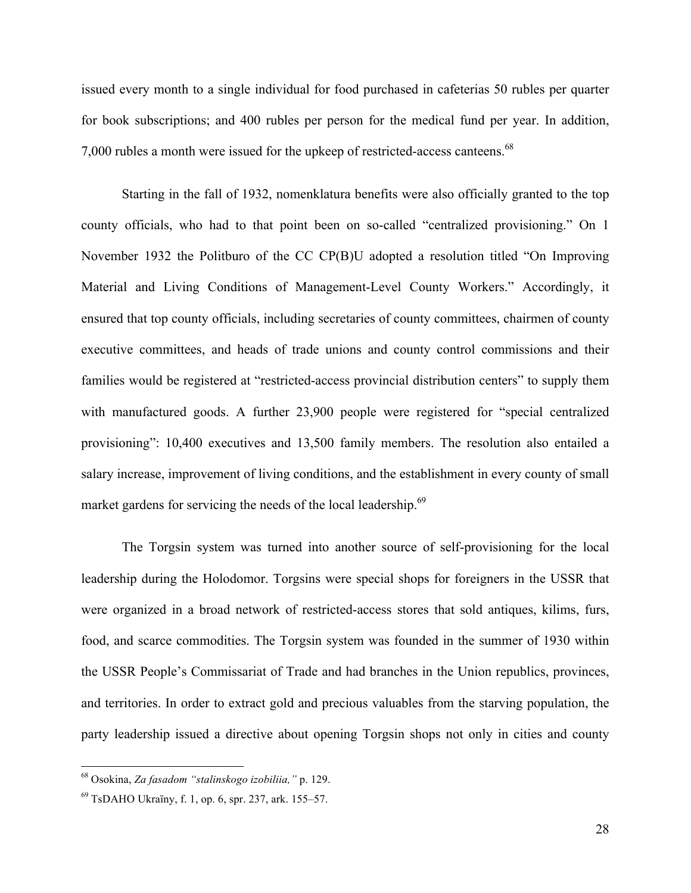issued every month to a single individual for food purchased in cafeterias 50 rubles per quarter for book subscriptions; and 400 rubles per person for the medical fund per year. In addition, 7,000 rubles a month were issued for the upkeep of restricted-access canteens.[68]

Starting in the fall of 1932, nomenklatura benefits were also officially granted to the top county officials, who had to that point been on so-called "centralized provisioning." On 1 November 1932 the Politburo of the CC CP(B)U adopted a resolution titled "On Improving Material and Living Conditions of Management-Level County Workers." Accordingly, it ensured that top county officials, including secretaries of county committees, chairmen of county executive committees, and heads of trade unions and county control commissions and their families would be registered at "restricted-access provincial distribution centers" to supply them with manufactured goods. A further 23,900 people were registered for "special centralized provisioning": 10,400 executives and 13,500 family members. The resolution also entailed a salary increase, improvement of living conditions, and the establishment in every county of small market gardens for servicing the needs of the local leadership.[69]

The Torgsin system was turned into another source of self-provisioning for the local leadership during the Holodomor. Torgsins were special shops for foreigners in the USSR that were organized in a broad network of restricted-access stores that sold antiques, kilims, furs, food, and scarce commodities. The Torgsin system was founded in the summer of 1930 within the USSR People's Commissariat of Trade and had branches in the Union republics, provinces, and territories. In order to extract gold and precious valuables from the starving population, the party leadership issued a directive about opening Torgsin shops not only in cities and county

---

[68] Osokina, *Za fasadom "stalinskogo izobiliia,"* p. 129.

[69] TsDAHO Ukraïny, f. 1, op. 6, spr. 237, ark. 155–57.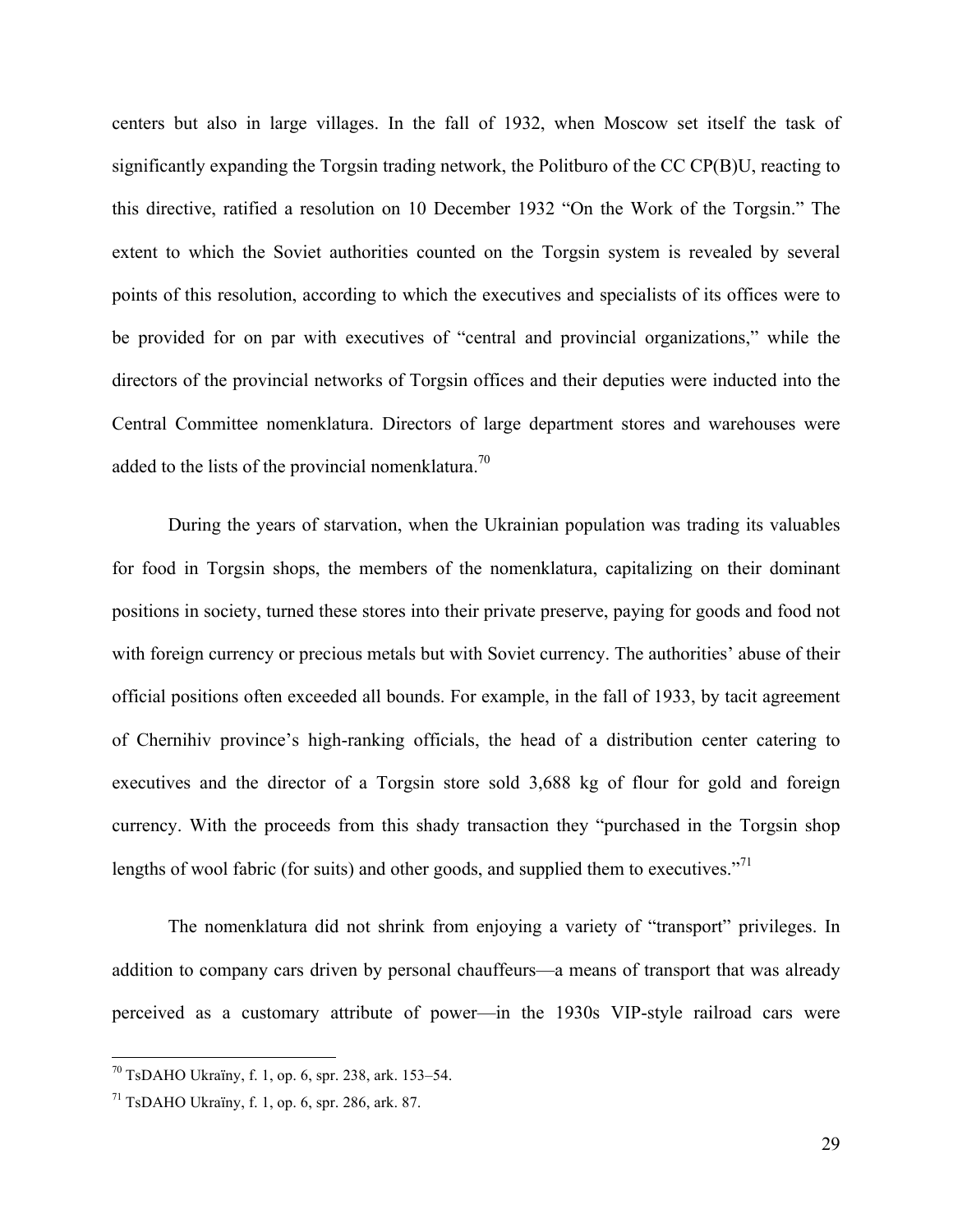centers but also in large villages. In the fall of 1932, when Moscow set itself the task of significantly expanding the Torgsin trading network, the Politburo of the CC CP(B)U, reacting to this directive, ratified a resolution on 10 December 1932 “On the Work of the Torgsin.” The extent to which the Soviet authorities counted on the Torgsin system is revealed by several points of this resolution, according to which the executives and specialists of its offices were to be provided for on par with executives of “central and provincial organizations,” while the directors of the provincial networks of Torgsin offices and their deputies were inducted into the Central Committee nomenklatura. Directors of large department stores and warehouses were added to the lists of the provincial nomenklatura.[70]

During the years of starvation, when the Ukrainian population was trading its valuables for food in Torgsin shops, the members of the nomenklatura, capitalizing on their dominant positions in society, turned these stores into their private preserve, paying for goods and food not with foreign currency or precious metals but with Soviet currency. The authorities’ abuse of their official positions often exceeded all bounds. For example, in the fall of 1933, by tacit agreement of Chernihiv province’s high-ranking officials, the head of a distribution center catering to executives and the director of a Torgsin store sold 3,688 kg of flour for gold and foreign currency. With the proceeds from this shady transaction they “purchased in the Torgsin shop lengths of wool fabric (for suits) and other goods, and supplied them to executives.”[71]

The nomenklatura did not shrink from enjoying a variety of “transport” privileges. In addition to company cars driven by personal chauffeurs—a means of transport that was already perceived as a customary attribute of power—in the 1930s VIP-style railroad cars were

---

[70] TsDAHO Ukraïny, f. 1, op. 6, spr. 238, ark. 153–54.

[71] TsDAHO Ukraïny, f. 1, op. 6, spr. 286, ark. 87.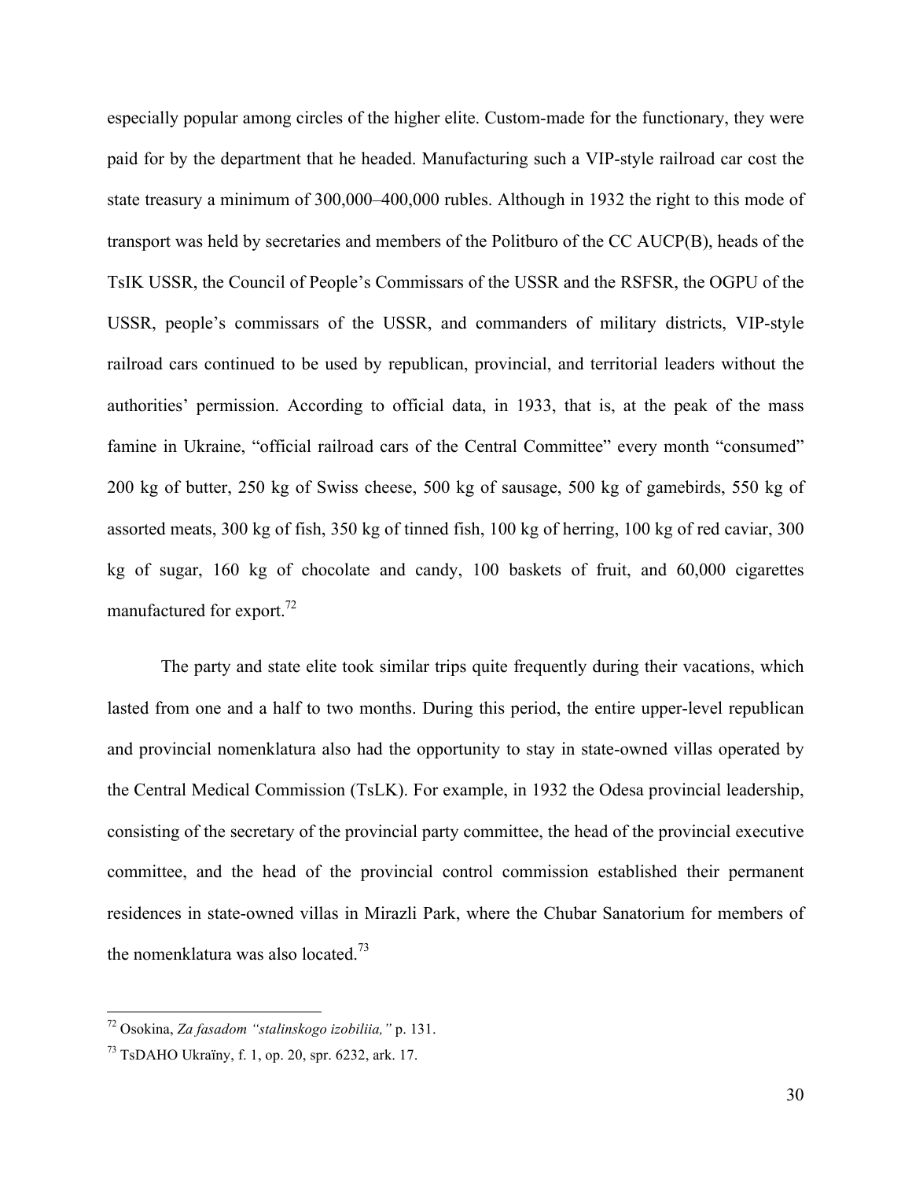especially popular among circles of the higher elite. Custom-made for the functionary, they were paid for by the department that he headed. Manufacturing such a VIP-style railroad car cost the state treasury a minimum of 300,000–400,000 rubles. Although in 1932 the right to this mode of transport was held by secretaries and members of the Politburo of the CC AUCP(B), heads of the TsIK USSR, the Council of People's Commissars of the USSR and the RSFSR, the OGPU of the USSR, people's commissars of the USSR, and commanders of military districts, VIP-style railroad cars continued to be used by republican, provincial, and territorial leaders without the authorities' permission. According to official data, in 1933, that is, at the peak of the mass famine in Ukraine, "official railroad cars of the Central Committee" every month "consumed" 200 kg of butter, 250 kg of Swiss cheese, 500 kg of sausage, 500 kg of gamebirds, 550 kg of assorted meats, 300 kg of fish, 350 kg of tinned fish, 100 kg of herring, 100 kg of red caviar, 300 kg of sugar, 160 kg of chocolate and candy, 100 baskets of fruit, and 60,000 cigarettes manufactured for export.[72]

The party and state elite took similar trips quite frequently during their vacations, which lasted from one and a half to two months. During this period, the entire upper-level republican and provincial nomenklatura also had the opportunity to stay in state-owned villas operated by the Central Medical Commission (TsLK). For example, in 1932 the Odesa provincial leadership, consisting of the secretary of the provincial party committee, the head of the provincial executive committee, and the head of the provincial control commission established their permanent residences in state-owned villas in Mirazli Park, where the Chubar Sanatorium for members of the nomenklatura was also located.[73]

---

[72] Osokina, *Za fasadom "stalinskogo izobiliia,"* p. 131.

[73] TsDAHO Ukraïny, f. 1, op. 20, spr. 6232, ark. 17.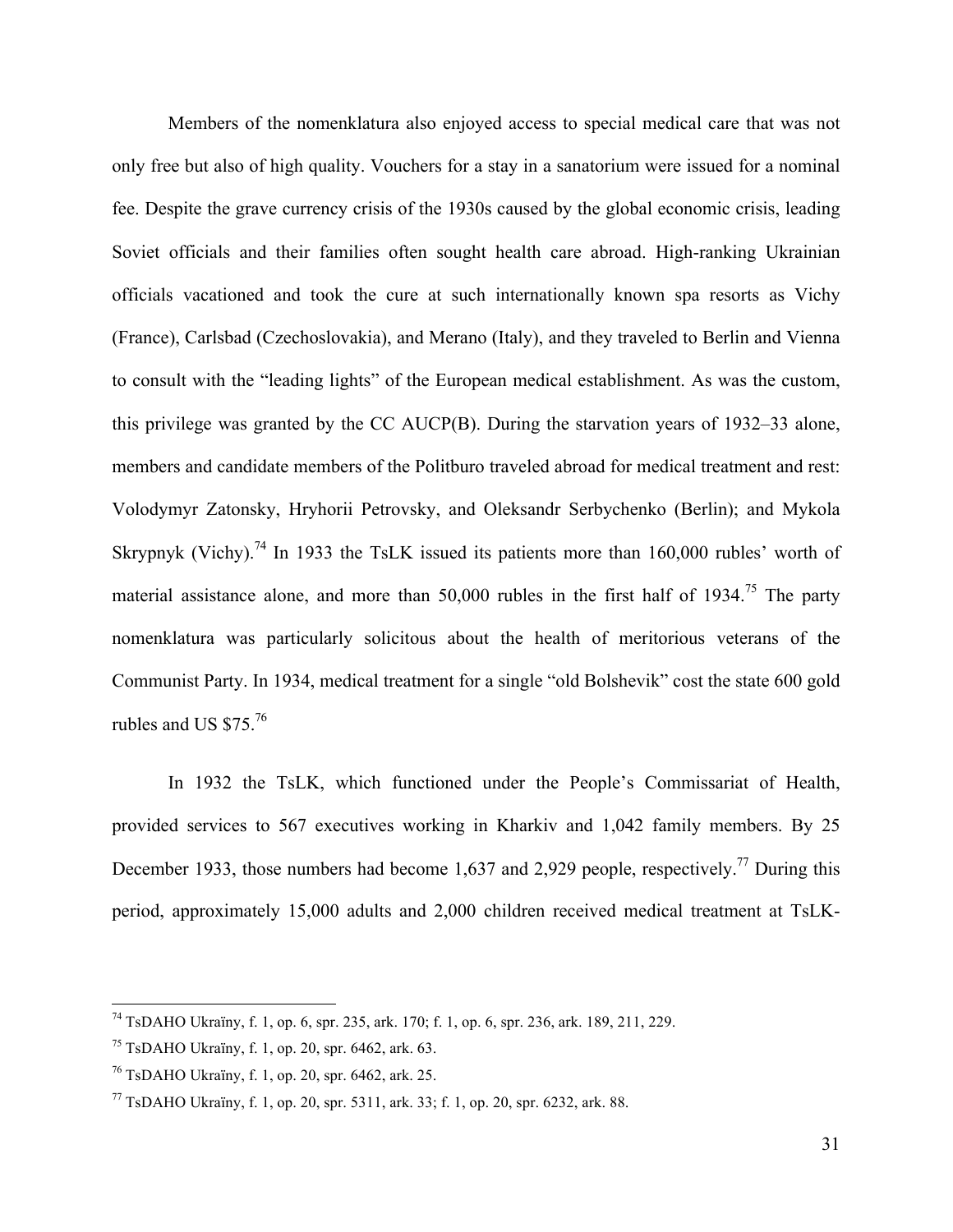Members of the nomenklatura also enjoyed access to special medical care that was not only free but also of high quality. Vouchers for a stay in a sanatorium were issued for a nominal fee. Despite the grave currency crisis of the 1930s caused by the global economic crisis, leading Soviet officials and their families often sought health care abroad. High-ranking Ukrainian officials vacationed and took the cure at such internationally known spa resorts as Vichy (France), Carlsbad (Czechoslovakia), and Merano (Italy), and they traveled to Berlin and Vienna to consult with the "leading lights" of the European medical establishment. As was the custom, this privilege was granted by the CC AUCP(B). During the starvation years of 1932–33 alone, members and candidate members of the Politburo traveled abroad for medical treatment and rest: Volodymyr Zatonsky, Hryhorii Petrovsky, and Oleksandr Serbychenko (Berlin); and Mykola Skrypnyk (Vichy).[74] In 1933 the TsLK issued its patients more than 160,000 rubles' worth of material assistance alone, and more than 50,000 rubles in the first half of 1934.[75] The party nomenklatura was particularly solicitous about the health of meritorious veterans of the Communist Party. In 1934, medical treatment for a single "old Bolshevik" cost the state 600 gold rubles and US $75.[76]

In 1932 the TsLK, which functioned under the People's Commissariat of Health, provided services to 567 executives working in Kharkiv and 1,042 family members. By 25 December 1933, those numbers had become 1,637 and 2,929 people, respectively.[77] During this period, approximately 15,000 adults and 2,000 children received medical treatment at TsLK-

---

[74] TsDAHO Ukraïny, f. 1, op. 6, spr. 235, ark. 170; f. 1, op. 6, spr. 236, ark. 189, 211, 229.

[75] TsDAHO Ukraïny, f. 1, op. 20, spr. 6462, ark. 63.

[76] TsDAHO Ukraïny, f. 1, op. 20, spr. 6462, ark. 25.

[77] TsDAHO Ukraïny, f. 1, op. 20, spr. 5311, ark. 33; f. 1, op. 20, spr. 6232, ark. 88.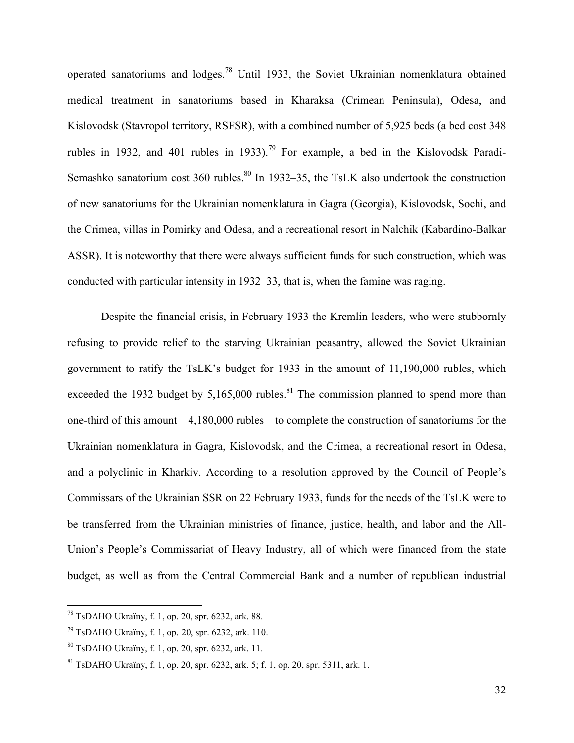operated sanatoriums and lodges.[78] Until 1933, the Soviet Ukrainian nomenklatura obtained medical treatment in sanatoriums based in Kharaksa (Crimean Peninsula), Odesa, and Kislovodsk (Stavropol territory, RSFSR), with a combined number of 5,925 beds (a bed cost 348 rubles in 1932, and 401 rubles in 1933).[79] For example, a bed in the Kislovodsk Paradi-Semashko sanatorium cost 360 rubles.[80] In 1932–35, the TsLK also undertook the construction of new sanatoriums for the Ukrainian nomenklatura in Gagra (Georgia), Kislovodsk, Sochi, and the Crimea, villas in Pomirky and Odesa, and a recreational resort in Nalchik (Kabardino-Balkar ASSR). It is noteworthy that there were always sufficient funds for such construction, which was conducted with particular intensity in 1932–33, that is, when the famine was raging.

Despite the financial crisis, in February 1933 the Kremlin leaders, who were stubbornly refusing to provide relief to the starving Ukrainian peasantry, allowed the Soviet Ukrainian government to ratify the TsLK's budget for 1933 in the amount of 11,190,000 rubles, which exceeded the 1932 budget by 5,165,000 rubles.[81] The commission planned to spend more than one-third of this amount—4,180,000 rubles—to complete the construction of sanatoriums for the Ukrainian nomenklatura in Gagra, Kislovodsk, and the Crimea, a recreational resort in Odesa, and a polyclinic in Kharkiv. According to a resolution approved by the Council of People's Commissars of the Ukrainian SSR on 22 February 1933, funds for the needs of the TsLK were to be transferred from the Ukrainian ministries of finance, justice, health, and labor and the All-Union's People's Commissariat of Heavy Industry, all of which were financed from the state budget, as well as from the Central Commercial Bank and a number of republican industrial

---

[78] TsDAHO Ukraïny, f. 1, op. 20, spr. 6232, ark. 88.

[79] TsDAHO Ukraïny, f. 1, op. 20, spr. 6232, ark. 110.

[80] TsDAHO Ukraïny, f. 1, op. 20, spr. 6232, ark. 11.

[81] TsDAHO Ukraïny, f. 1, op. 20, spr. 6232, ark. 5; f. 1, op. 20, spr. 5311, ark. 1.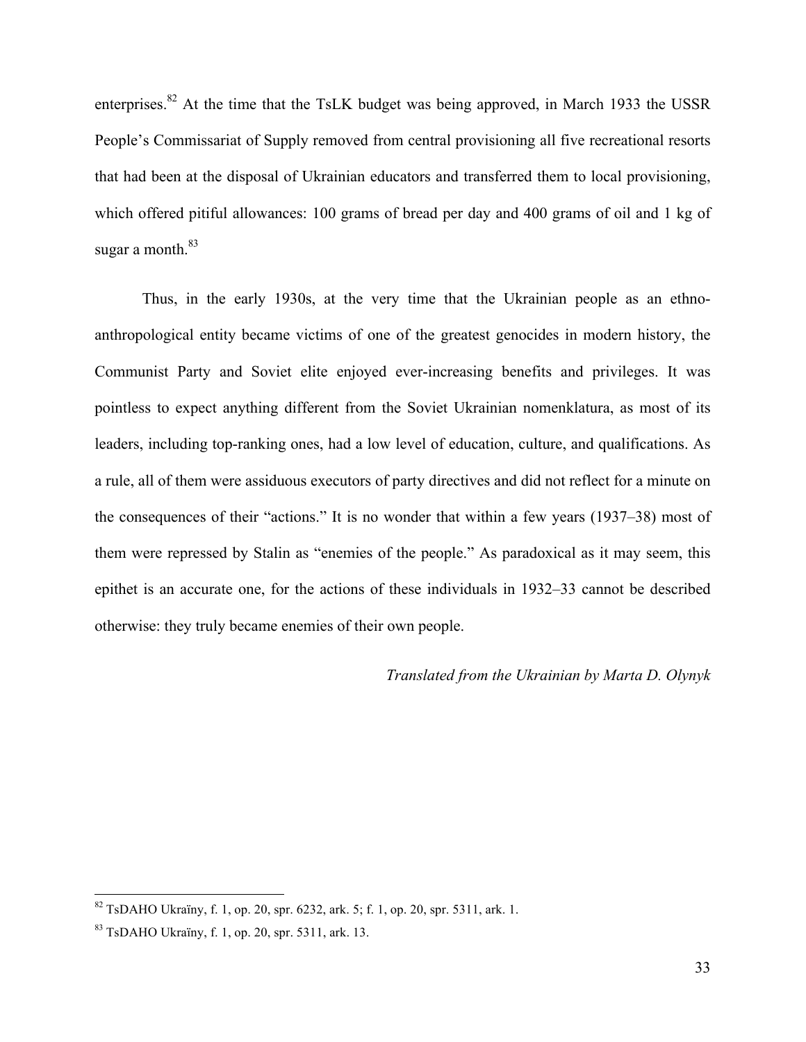enterprises.[82] At the time that the TsLK budget was being approved, in March 1933 the USSR People's Commissariat of Supply removed from central provisioning all five recreational resorts that had been at the disposal of Ukrainian educators and transferred them to local provisioning, which offered pitiful allowances: 100 grams of bread per day and 400 grams of oil and 1 kg of sugar a month.[83]

Thus, in the early 1930s, at the very time that the Ukrainian people as an ethno-anthropological entity became victims of one of the greatest genocides in modern history, the Communist Party and Soviet elite enjoyed ever-increasing benefits and privileges. It was pointless to expect anything different from the Soviet Ukrainian nomenklatura, as most of its leaders, including top-ranking ones, had a low level of education, culture, and qualifications. As a rule, all of them were assiduous executors of party directives and did not reflect for a minute on the consequences of their "actions." It is no wonder that within a few years (1937–38) most of them were repressed by Stalin as "enemies of the people." As paradoxical as it may seem, this epithet is an accurate one, for the actions of these individuals in 1932–33 cannot be described otherwise: they truly became enemies of their own people.

*Translated from the Ukrainian by Marta D. Olynyk*

---

[82] TsDAHO Ukraïny, f. 1, op. 20, spr. 6232, ark. 5; f. 1, op. 20, spr. 5311, ark. 1.

[83] TsDAHO Ukraïny, f. 1, op. 20, spr. 5311, ark. 13.